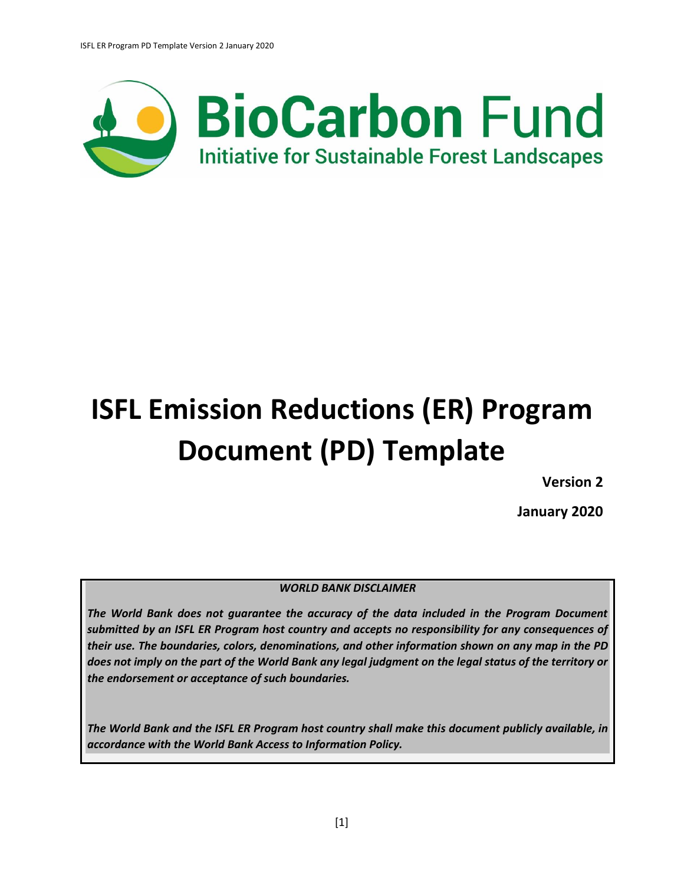BioCarbon Fund

Initiative for Sustainable Forest Landscapes

# ISFL Emission Reductions (ER) Program Document (PD) Template

**Version 2**

**January 2020**

***WORLD BANK DISCLAIMER***

***The World Bank does not guarantee the accuracy of the data included in the Program Document submitted by an ISFL ER Program host country and accepts no responsibility for any consequences of their use. The boundaries, colors, denominations, and other information shown on any map in the PD does not imply on the part of the World Bank any legal judgment on the legal status of the territory or the endorsement or acceptance of such boundaries.***

***The World Bank and the ISFL ER Program host country shall make this document publicly available, in accordance with the World Bank Access to Information Policy.***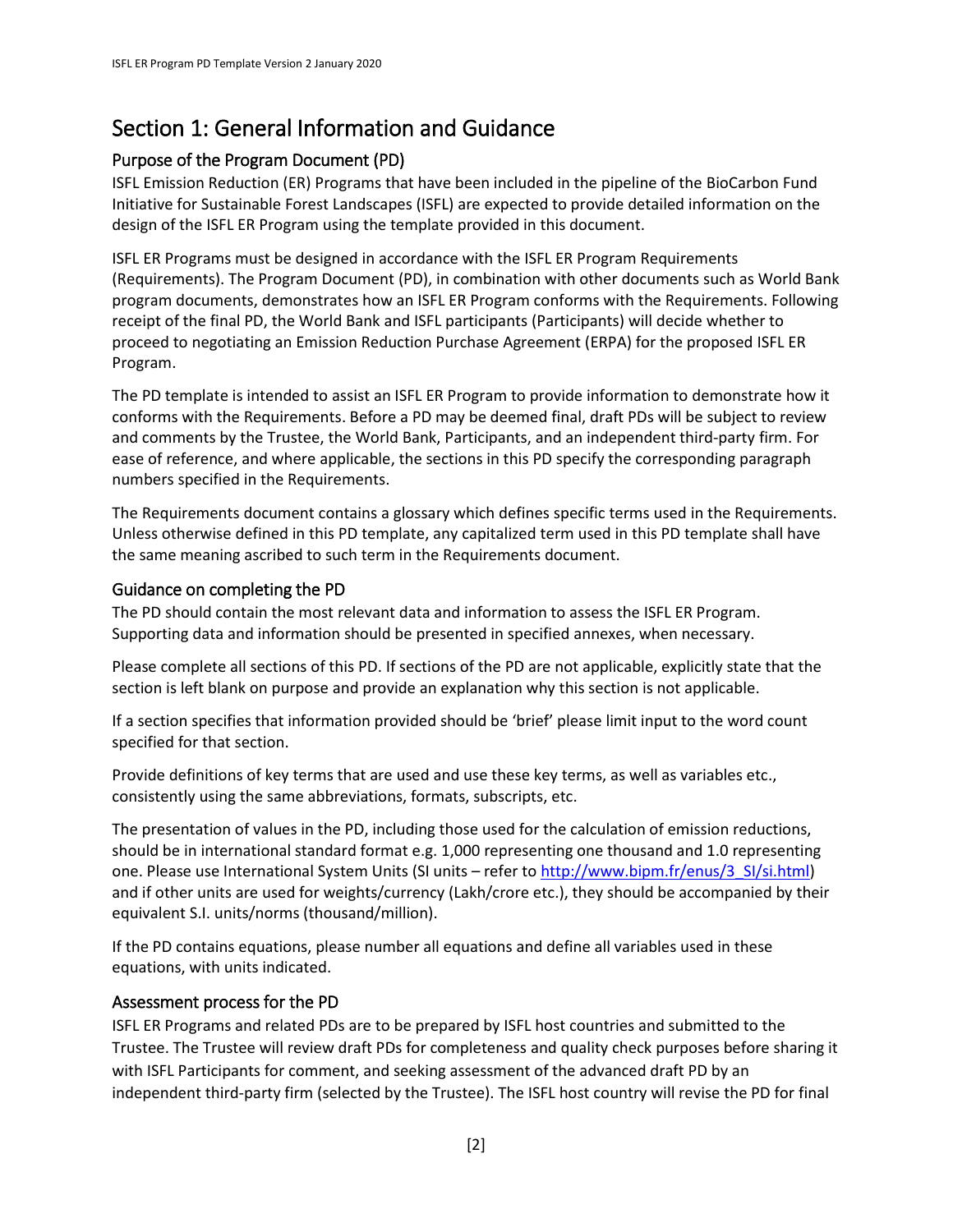# Section 1: General Information and Guidance

## Purpose of the Program Document (PD)

ISFL Emission Reduction (ER) Programs that have been included in the pipeline of the BioCarbon Fund Initiative for Sustainable Forest Landscapes (ISFL) are expected to provide detailed information on the design of the ISFL ER Program using the template provided in this document.

ISFL ER Programs must be designed in accordance with the ISFL ER Program Requirements (Requirements). The Program Document (PD), in combination with other documents such as World Bank program documents, demonstrates how an ISFL ER Program conforms with the Requirements. Following receipt of the final PD, the World Bank and ISFL participants (Participants) will decide whether to proceed to negotiating an Emission Reduction Purchase Agreement (ERPA) for the proposed ISFL ER Program.

The PD template is intended to assist an ISFL ER Program to provide information to demonstrate how it conforms with the Requirements. Before a PD may be deemed final, draft PDs will be subject to review and comments by the Trustee, the World Bank, Participants, and an independent third-party firm. For ease of reference, and where applicable, the sections in this PD specify the corresponding paragraph numbers specified in the Requirements.

The Requirements document contains a glossary which defines specific terms used in the Requirements. Unless otherwise defined in this PD template, any capitalized term used in this PD template shall have the same meaning ascribed to such term in the Requirements document.

## Guidance on completing the PD

The PD should contain the most relevant data and information to assess the ISFL ER Program. Supporting data and information should be presented in specified annexes, when necessary.

Please complete all sections of this PD. If sections of the PD are not applicable, explicitly state that the section is left blank on purpose and provide an explanation why this section is not applicable.

If a section specifies that information provided should be 'brief' please limit input to the word count specified for that section.

Provide definitions of key terms that are used and use these key terms, as well as variables etc., consistently using the same abbreviations, formats, subscripts, etc.

The presentation of values in the PD, including those used for the calculation of emission reductions, should be in international standard format e.g. 1,000 representing one thousand and 1.0 representing one. Please use International System Units (SI units – refer to http://www.bipm.fr/enus/3_SI/si.html) and if other units are used for weights/currency (Lakh/crore etc.), they should be accompanied by their equivalent S.I. units/norms (thousand/million).

If the PD contains equations, please number all equations and define all variables used in these equations, with units indicated.

## Assessment process for the PD

ISFL ER Programs and related PDs are to be prepared by ISFL host countries and submitted to the Trustee. The Trustee will review draft PDs for completeness and quality check purposes before sharing it with ISFL Participants for comment, and seeking assessment of the advanced draft PD by an independent third-party firm (selected by the Trustee). The ISFL host country will revise the PD for final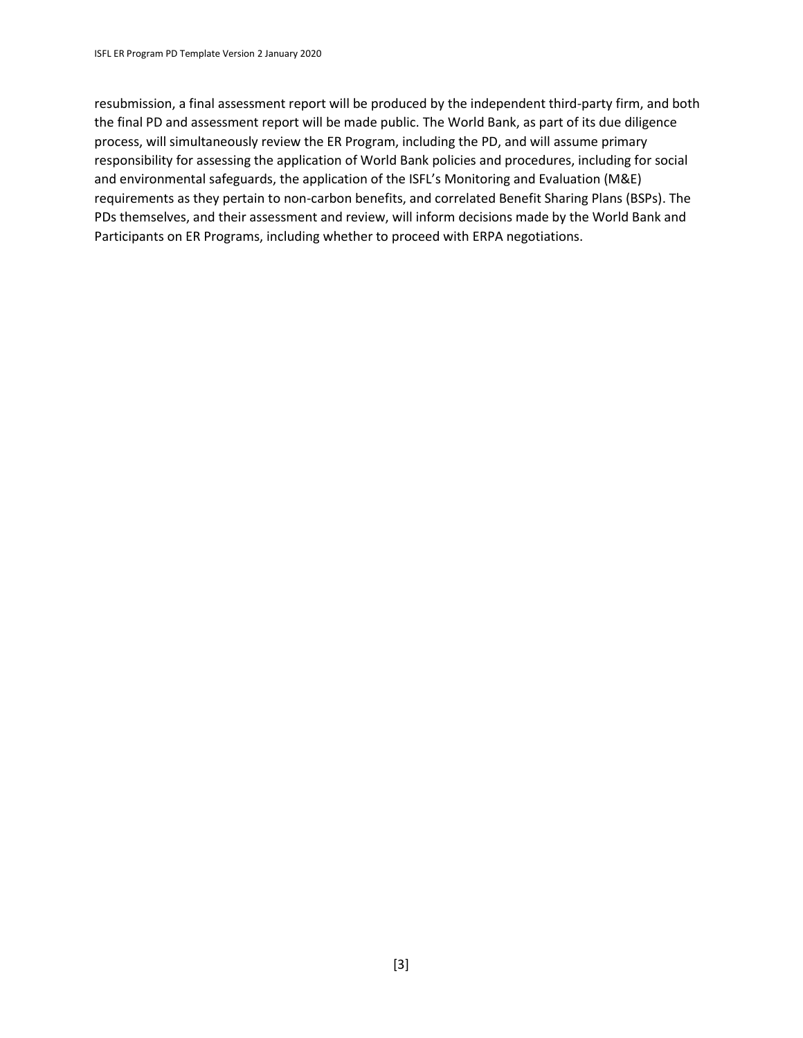resubmission, a final assessment report will be produced by the independent third-party firm, and both the final PD and assessment report will be made public. The World Bank, as part of its due diligence process, will simultaneously review the ER Program, including the PD, and will assume primary responsibility for assessing the application of World Bank policies and procedures, including for social and environmental safeguards, the application of the ISFL's Monitoring and Evaluation (M&E) requirements as they pertain to non-carbon benefits, and correlated Benefit Sharing Plans (BSPs). The PDs themselves, and their assessment and review, will inform decisions made by the World Bank and Participants on ER Programs, including whether to proceed with ERPA negotiations.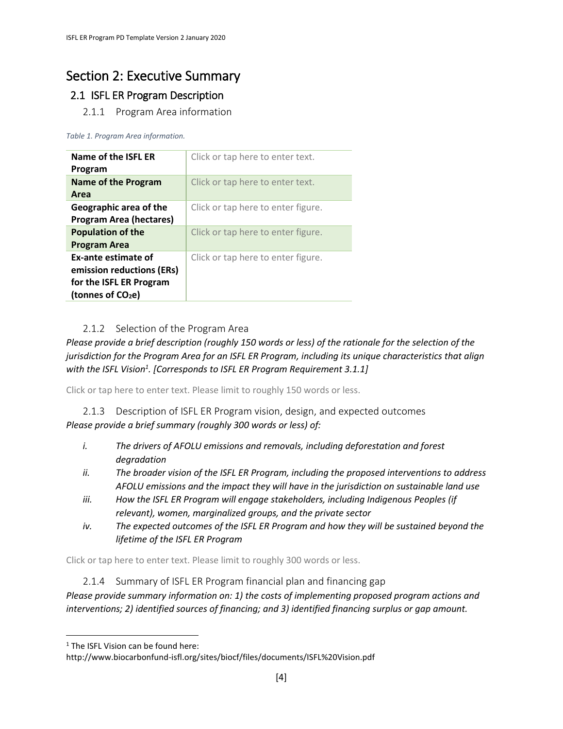# Section 2: Executive Summary

## 2.1 ISFL ER Program Description

### 2.1.1 Program Area information

*Table 1. Program Area information.*

| | |
|---|---|
| **Name of the ISFL ER Program** | Click or tap here to enter text. |
| **Name of the Program Area** | Click or tap here to enter text. |
| **Geographic area of the Program Area (hectares)** | Click or tap here to enter figure. |
| **Population of the Program Area** | Click or tap here to enter figure. |
| **Ex-ante estimate of emission reductions (ERs) for the ISFL ER Program (tonnes of $CO_2e$)** | Click or tap here to enter figure. |

### 2.1.2 Selection of the Program Area

*Please provide a brief description (roughly 150 words or less) of the rationale for the selection of the jurisdiction for the Program Area for an ISFL ER Program, including its unique characteristics that align with the ISFL Vision[1]. [Corresponds to ISFL ER Program Requirement 3.1.1]*

Click or tap here to enter text. Please limit to roughly 150 words or less.

### 2.1.3 Description of ISFL ER Program vision, design, and expected outcomes

*Please provide a brief summary (roughly 300 words or less) of:*

- *i. The drivers of AFOLU emissions and removals, including deforestation and forest degradation*
- *ii. The broader vision of the ISFL ER Program, including the proposed interventions to address AFOLU emissions and the impact they will have in the jurisdiction on sustainable land use*
- *iii. How the ISFL ER Program will engage stakeholders, including Indigenous Peoples (if relevant), women, marginalized groups, and the private sector*
- *iv. The expected outcomes of the ISFL ER Program and how they will be sustained beyond the lifetime of the ISFL ER Program*

Click or tap here to enter text. Please limit to roughly 300 words or less.

### 2.1.4 Summary of ISFL ER Program financial plan and financing gap

*Please provide summary information on: 1) the costs of implementing proposed program actions and interventions; 2) identified sources of financing; and 3) identified financing surplus or gap amount.*

[1] The ISFL Vision can be found here: http://www.biocarbonfund-isfl.org/sites/biocf/files/documents/ISFL%20Vision.pdf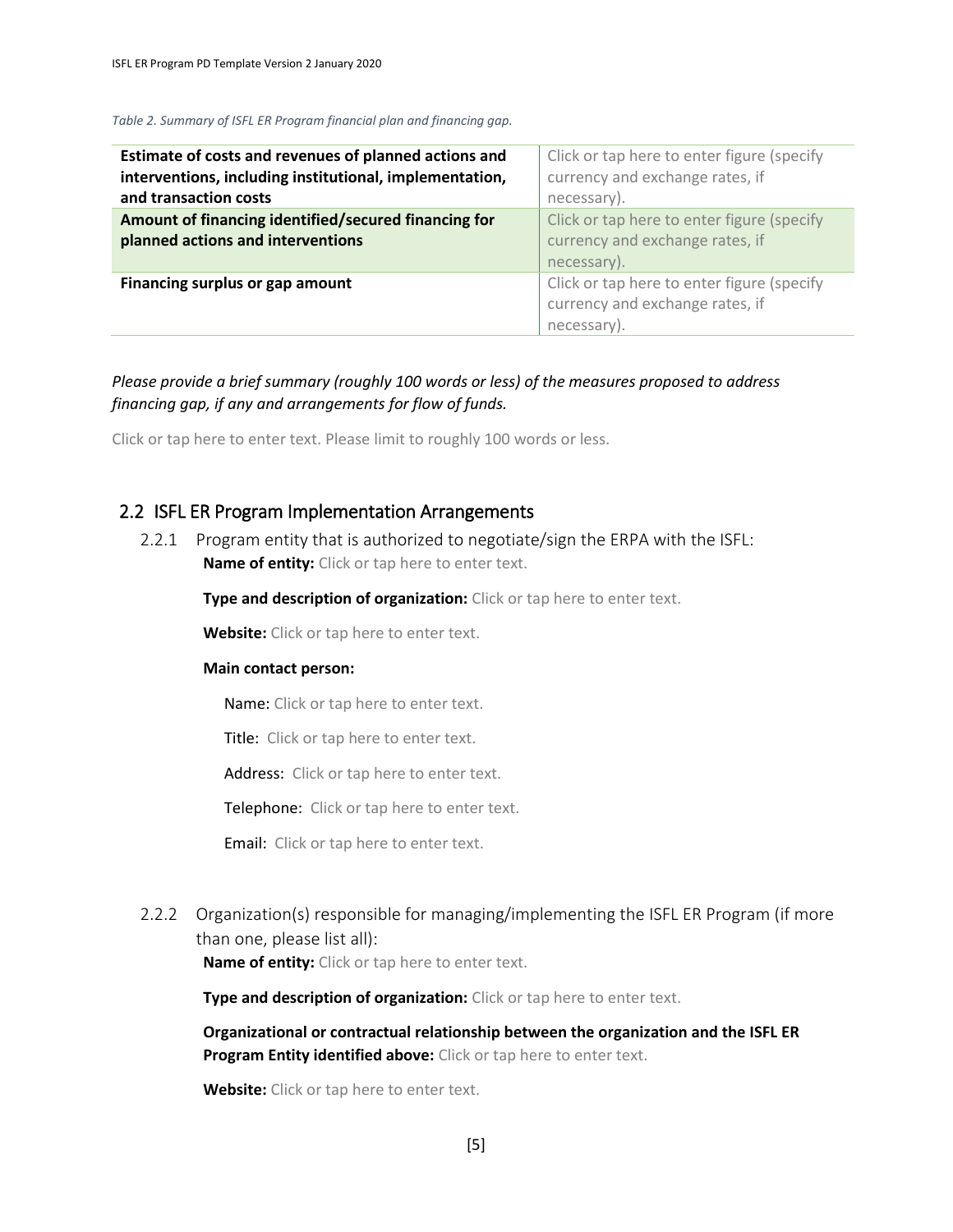*Table 2. Summary of ISFL ER Program financial plan and financing gap.*

| | |
|---|---|
| **Estimate of costs and revenues of planned actions and interventions, including institutional, implementation, and transaction costs** | Click or tap here to enter figure (specify currency and exchange rates, if necessary). |
| **Amount of financing identified/secured financing for planned actions and interventions** | Click or tap here to enter figure (specify currency and exchange rates, if necessary). |
| **Financing surplus or gap amount** | Click or tap here to enter figure (specify currency and exchange rates, if necessary). |

*Please provide a brief summary (roughly 100 words or less) of the measures proposed to address financing gap, if any and arrangements for flow of funds.*

Click or tap here to enter text. Please limit to roughly 100 words or less.

## 2.2 ISFL ER Program Implementation Arrangements

2.2.1 Program entity that is authorized to negotiate/sign the ERPA with the ISFL:

**Name of entity:** Click or tap here to enter text.

**Type and description of organization:** Click or tap here to enter text.

**Website:** Click or tap here to enter text.

**Main contact person:**

Name: Click or tap here to enter text.

Title: Click or tap here to enter text.

Address: Click or tap here to enter text.

Telephone: Click or tap here to enter text.

Email: Click or tap here to enter text.

2.2.2 Organization(s) responsible for managing/implementing the ISFL ER Program (if more than one, please list all):

**Name of entity:** Click or tap here to enter text.

**Type and description of organization:** Click or tap here to enter text.

**Organizational or contractual relationship between the organization and the ISFL ER Program Entity identified above:** Click or tap here to enter text.

**Website:** Click or tap here to enter text.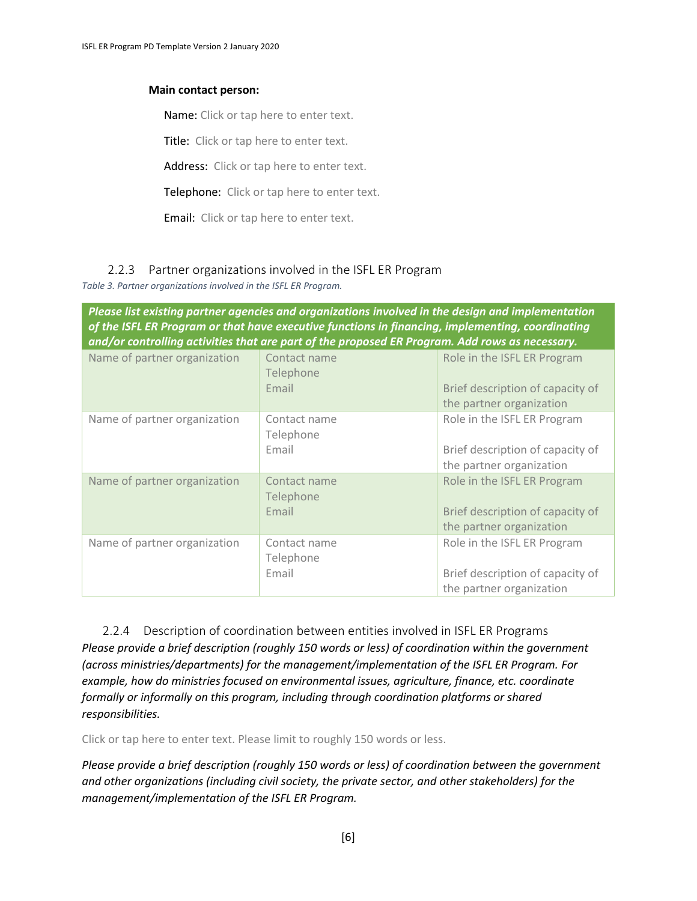**Main contact person:**

Name: Click or tap here to enter text.

Title: Click or tap here to enter text.

Address: Click or tap here to enter text.

Telephone: Click or tap here to enter text.

Email: Click or tap here to enter text.

### 2.2.3 Partner organizations involved in the ISFL ER Program

*Table 3. Partner organizations involved in the ISFL ER Program.*

| ***Please list existing partner agencies and organizations involved in the design and implementation of the ISFL ER Program or that have executive functions in financing, implementing, coordinating and/or controlling activities that are part of the proposed ER Program. Add rows as necessary.*** | | |
|---|---|---|
| Name of partner organization | Contact name<br>Telephone<br>Email | Role in the ISFL ER Program<br><br>Brief description of capacity of the partner organization |
| Name of partner organization | Contact name<br>Telephone<br>Email | Role in the ISFL ER Program<br><br>Brief description of capacity of the partner organization |
| Name of partner organization | Contact name<br>Telephone<br>Email | Role in the ISFL ER Program<br><br>Brief description of capacity of the partner organization |
| Name of partner organization | Contact name<br>Telephone<br>Email | Role in the ISFL ER Program<br><br>Brief description of capacity of the partner organization |

### 2.2.4 Description of coordination between entities involved in ISFL ER Programs

*Please provide a brief description (roughly 150 words or less) of coordination within the government (across ministries/departments) for the management/implementation of the ISFL ER Program. For example, how do ministries focused on environmental issues, agriculture, finance, etc. coordinate formally or informally on this program, including through coordination platforms or shared responsibilities.*

Click or tap here to enter text. Please limit to roughly 150 words or less.

*Please provide a brief description (roughly 150 words or less) of coordination between the government and other organizations (including civil society, the private sector, and other stakeholders) for the management/implementation of the ISFL ER Program.*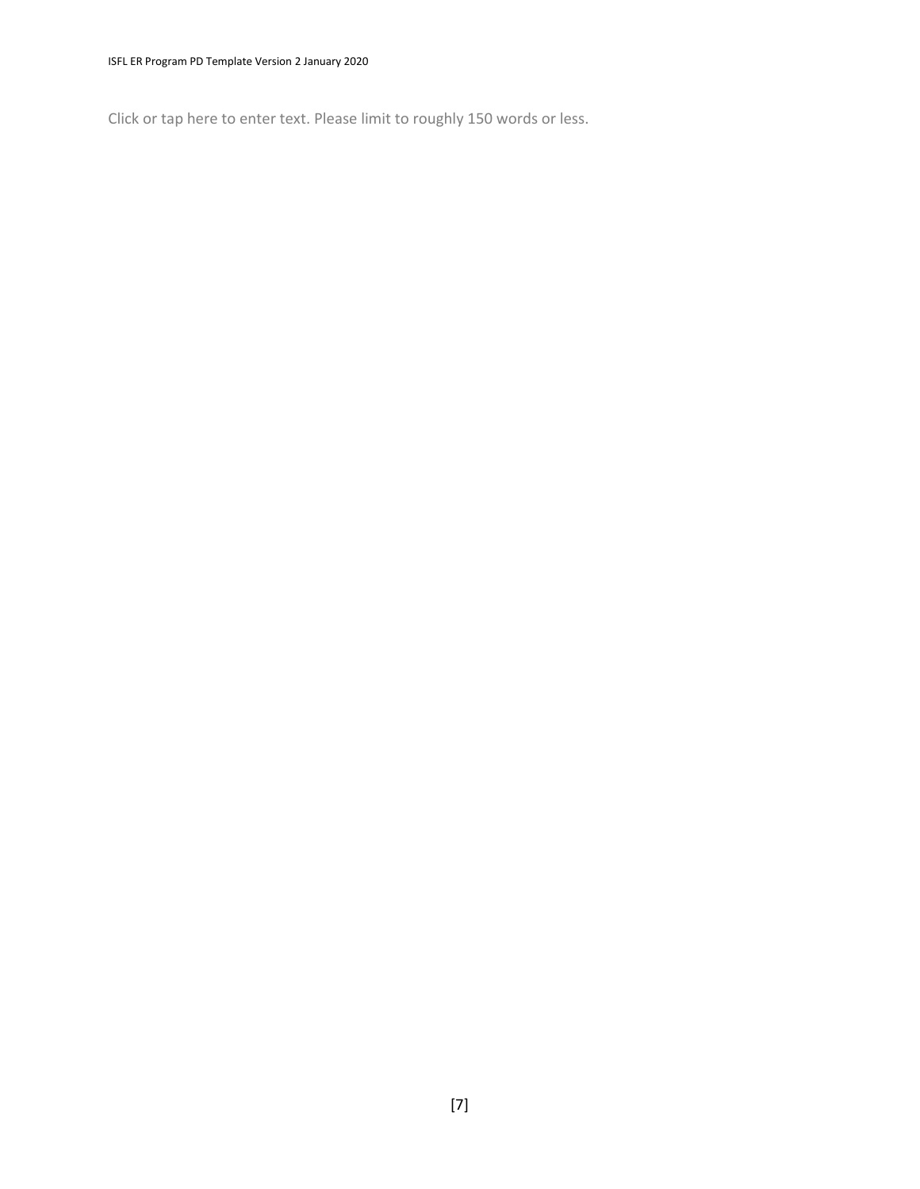Click or tap here to enter text. Please limit to roughly 150 words or less.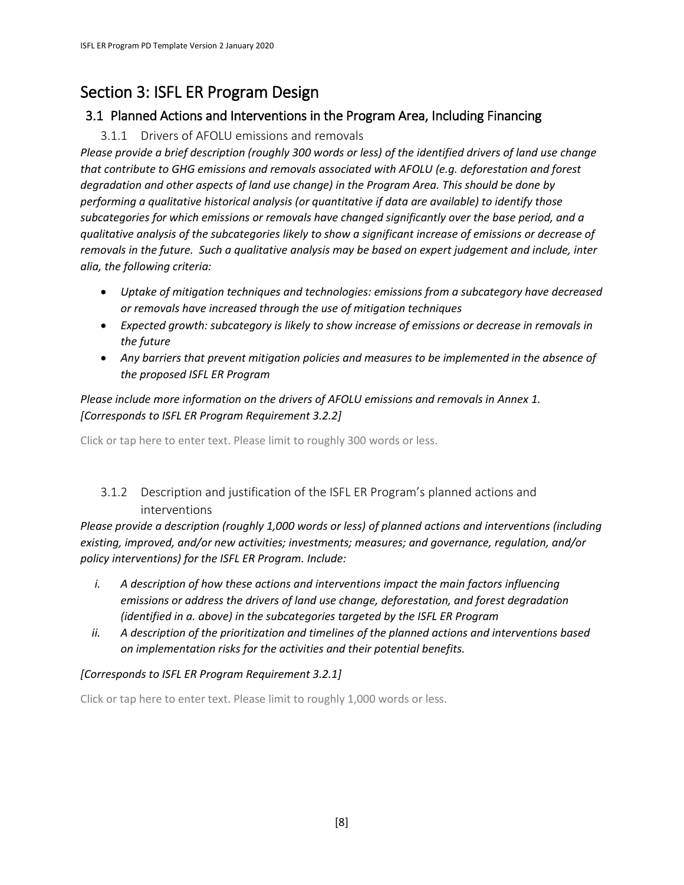# Section 3: ISFL ER Program Design

## 3.1 Planned Actions and Interventions in the Program Area, Including Financing

### 3.1.1 Drivers of AFOLU emissions and removals

*Please provide a brief description (roughly 300 words or less) of the identified drivers of land use change that contribute to GHG emissions and removals associated with AFOLU (e.g. deforestation and forest degradation and other aspects of land use change) in the Program Area. This should be done by performing a qualitative historical analysis (or quantitative if data are available) to identify those subcategories for which emissions or removals have changed significantly over the base period, and a qualitative analysis of the subcategories likely to show a significant increase of emissions or decrease of removals in the future. Such a qualitative analysis may be based on expert judgement and include, inter alia, the following criteria:*

- *Uptake of mitigation techniques and technologies: emissions from a subcategory have decreased or removals have increased through the use of mitigation techniques*
- *Expected growth: subcategory is likely to show increase of emissions or decrease in removals in the future*
- *Any barriers that prevent mitigation policies and measures to be implemented in the absence of the proposed ISFL ER Program*

*Please include more information on the drivers of AFOLU emissions and removals in Annex 1. [Corresponds to ISFL ER Program Requirement 3.2.2]*

Click or tap here to enter text. Please limit to roughly 300 words or less.

### 3.1.2 Description and justification of the ISFL ER Program's planned actions and interventions

*Please provide a description (roughly 1,000 words or less) of planned actions and interventions (including existing, improved, and/or new activities; investments; measures; and governance, regulation, and/or policy interventions) for the ISFL ER Program. Include:*

i. *A description of how these actions and interventions impact the main factors influencing emissions or address the drivers of land use change, deforestation, and forest degradation (identified in a. above) in the subcategories targeted by the ISFL ER Program*
ii. *A description of the prioritization and timelines of the planned actions and interventions based on implementation risks for the activities and their potential benefits.*

*[Corresponds to ISFL ER Program Requirement 3.2.1]*

Click or tap here to enter text. Please limit to roughly 1,000 words or less.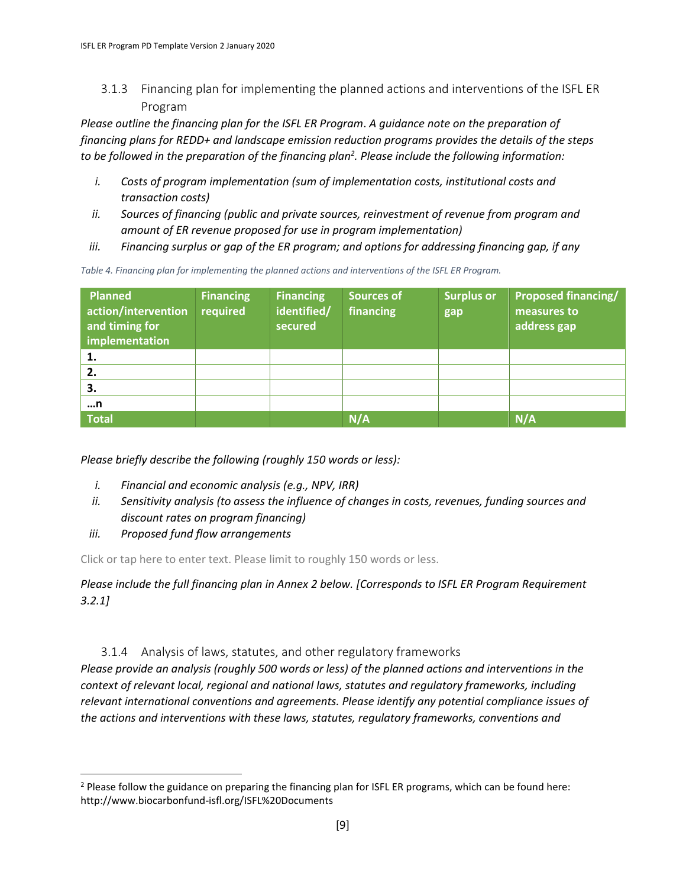### 3.1.3 Financing plan for implementing the planned actions and interventions of the ISFL ER Program

*Please outline the financing plan for the ISFL ER Program. A guidance note on the preparation of financing plans for REDD+ and landscape emission reduction programs provides the details of the steps to be followed in the preparation of the financing plan[2]. Please include the following information:*

- *i. Costs of program implementation (sum of implementation costs, institutional costs and transaction costs)*
- *ii. Sources of financing (public and private sources, reinvestment of revenue from program and amount of ER revenue proposed for use in program implementation)*
- *iii. Financing surplus or gap of the ER program; and options for addressing financing gap, if any*

*Table 4. Financing plan for implementing the planned actions and interventions of the ISFL ER Program.*

| Planned action/intervention and timing for implementation | Financing required | Financing identified/ secured | Sources of financing | Surplus or gap | Proposed financing/ measures to address gap |
|---|---|---|---|---|---|
| **1.** | | | | | |
| **2.** | | | | | |
| **3.** | | | | | |
| **…n** | | | | | |
| **Total** | | | **N/A** | | **N/A** |

*Please briefly describe the following (roughly 150 words or less):*

- *i. Financial and economic analysis (e.g., NPV, IRR)*
- *ii. Sensitivity analysis (to assess the influence of changes in costs, revenues, funding sources and discount rates on program financing)*
- *iii. Proposed fund flow arrangements*

Click or tap here to enter text. Please limit to roughly 150 words or less.

*Please include the full financing plan in Annex 2 below. [Corresponds to ISFL ER Program Requirement 3.2.1]*

### 3.1.4 Analysis of laws, statutes, and other regulatory frameworks

*Please provide an analysis (roughly 500 words or less) of the planned actions and interventions in the context of relevant local, regional and national laws, statutes and regulatory frameworks, including relevant international conventions and agreements. Please identify any potential compliance issues of the actions and interventions with these laws, statutes, regulatory frameworks, conventions and*

---

[2] Please follow the guidance on preparing the financing plan for ISFL ER programs, which can be found here: http://www.biocarbonfund-isfl.org/ISFL%20Documents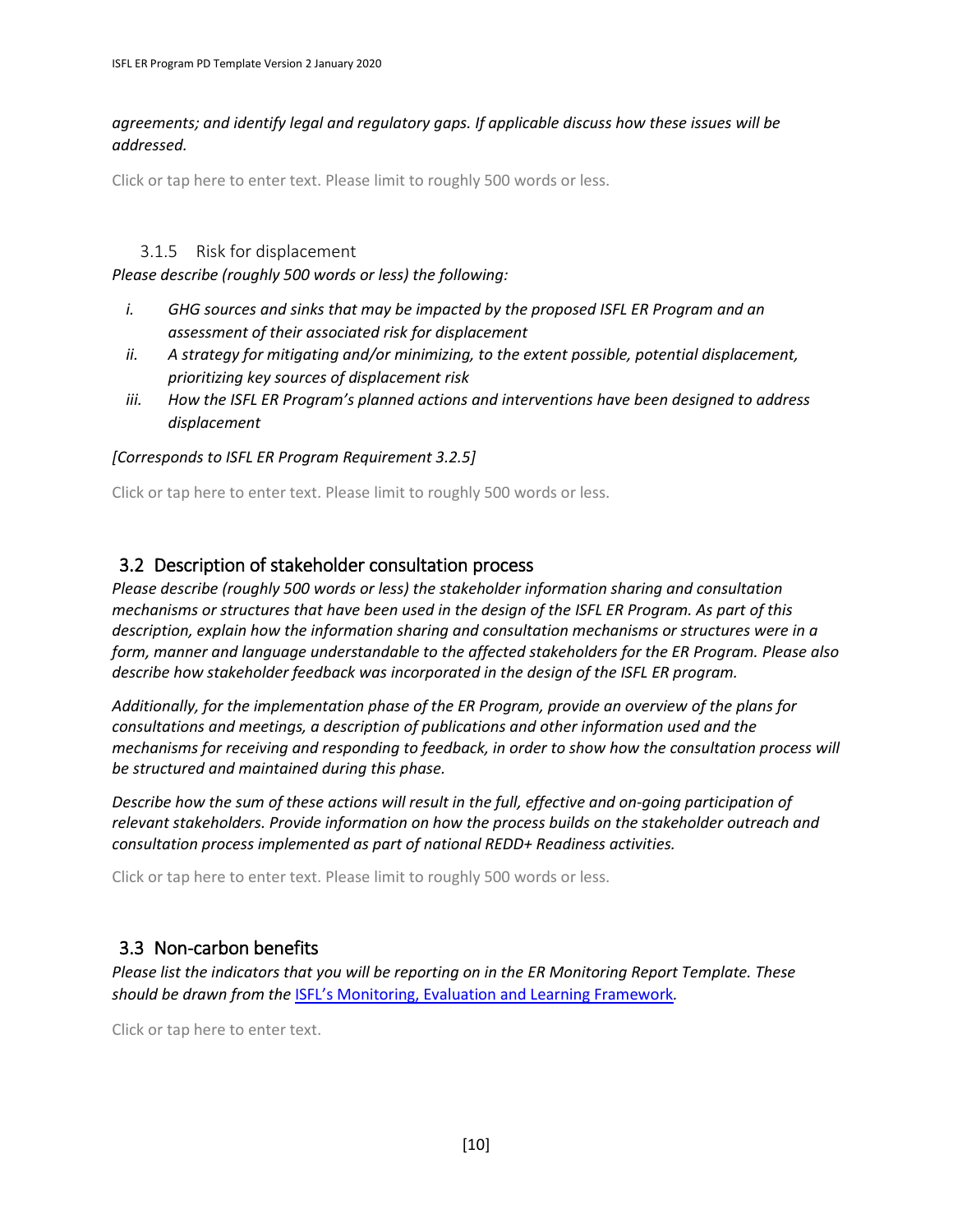*agreements; and identify legal and regulatory gaps. If applicable discuss how these issues will be addressed.*

Click or tap here to enter text. Please limit to roughly 500 words or less.

#### 3.1.5 Risk for displacement

*Please describe (roughly 500 words or less) the following:*

*i. GHG sources and sinks that may be impacted by the proposed ISFL ER Program and an assessment of their associated risk for displacement*

*ii. A strategy for mitigating and/or minimizing, to the extent possible, potential displacement, prioritizing key sources of displacement risk*

*iii. How the ISFL ER Program's planned actions and interventions have been designed to address displacement*

*[Corresponds to ISFL ER Program Requirement 3.2.5]*

Click or tap here to enter text. Please limit to roughly 500 words or less.

### 3.2 Description of stakeholder consultation process

*Please describe (roughly 500 words or less) the stakeholder information sharing and consultation mechanisms or structures that have been used in the design of the ISFL ER Program. As part of this description, explain how the information sharing and consultation mechanisms or structures were in a form, manner and language understandable to the affected stakeholders for the ER Program. Please also describe how stakeholder feedback was incorporated in the design of the ISFL ER program.*

*Additionally, for the implementation phase of the ER Program, provide an overview of the plans for consultations and meetings, a description of publications and other information used and the mechanisms for receiving and responding to feedback, in order to show how the consultation process will be structured and maintained during this phase.*

*Describe how the sum of these actions will result in the full, effective and on-going participation of relevant stakeholders. Provide information on how the process builds on the stakeholder outreach and consultation process implemented as part of national REDD+ Readiness activities.*

Click or tap here to enter text. Please limit to roughly 500 words or less.

### 3.3 Non-carbon benefits

*Please list the indicators that you will be reporting on in the ER Monitoring Report Template. These should be drawn from the ISFL's Monitoring, Evaluation and Learning Framework.*

Click or tap here to enter text.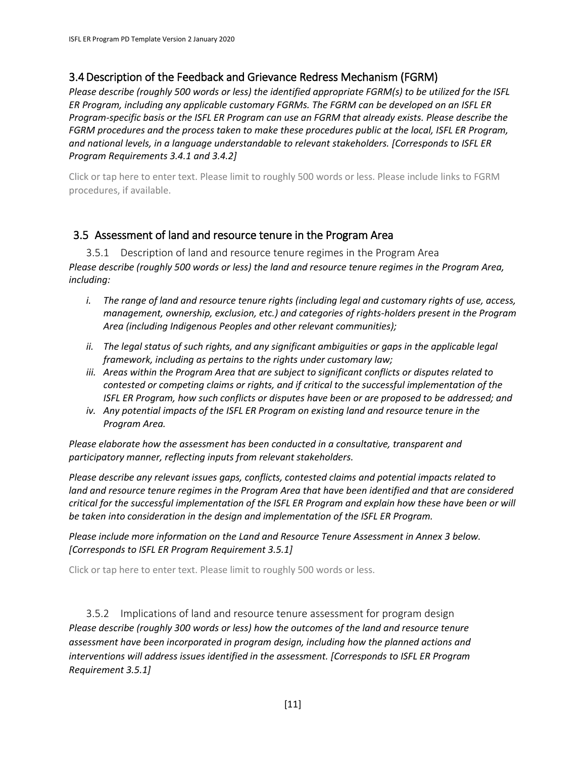## 3.4 Description of the Feedback and Grievance Redress Mechanism (FGRM)

*Please describe (roughly 500 words or less) the identified appropriate FGRM(s) to be utilized for the ISFL ER Program, including any applicable customary FGRMs. The FGRM can be developed on an ISFL ER Program-specific basis or the ISFL ER Program can use an FGRM that already exists. Please describe the FGRM procedures and the process taken to make these procedures public at the local, ISFL ER Program, and national levels, in a language understandable to relevant stakeholders. [Corresponds to ISFL ER Program Requirements 3.4.1 and 3.4.2]*

Click or tap here to enter text. Please limit to roughly 500 words or less. Please include links to FGRM procedures, if available.

## 3.5 Assessment of land and resource tenure in the Program Area

### 3.5.1 Description of land and resource tenure regimes in the Program Area

*Please describe (roughly 500 words or less) the land and resource tenure regimes in the Program Area, including:*

- *i. The range of land and resource tenure rights (including legal and customary rights of use, access, management, ownership, exclusion, etc.) and categories of rights-holders present in the Program Area (including Indigenous Peoples and other relevant communities);*
- *ii. The legal status of such rights, and any significant ambiguities or gaps in the applicable legal framework, including as pertains to the rights under customary law;*
- *iii. Areas within the Program Area that are subject to significant conflicts or disputes related to contested or competing claims or rights, and if critical to the successful implementation of the ISFL ER Program, how such conflicts or disputes have been or are proposed to be addressed; and*
- *iv. Any potential impacts of the ISFL ER Program on existing land and resource tenure in the Program Area.*

*Please elaborate how the assessment has been conducted in a consultative, transparent and participatory manner, reflecting inputs from relevant stakeholders.*

*Please describe any relevant issues gaps, conflicts, contested claims and potential impacts related to land and resource tenure regimes in the Program Area that have been identified and that are considered critical for the successful implementation of the ISFL ER Program and explain how these have been or will be taken into consideration in the design and implementation of the ISFL ER Program.*

*Please include more information on the Land and Resource Tenure Assessment in Annex 3 below. [Corresponds to ISFL ER Program Requirement 3.5.1]*

Click or tap here to enter text. Please limit to roughly 500 words or less.

### 3.5.2 Implications of land and resource tenure assessment for program design

*Please describe (roughly 300 words or less) how the outcomes of the land and resource tenure assessment have been incorporated in program design, including how the planned actions and interventions will address issues identified in the assessment. [Corresponds to ISFL ER Program Requirement 3.5.1]*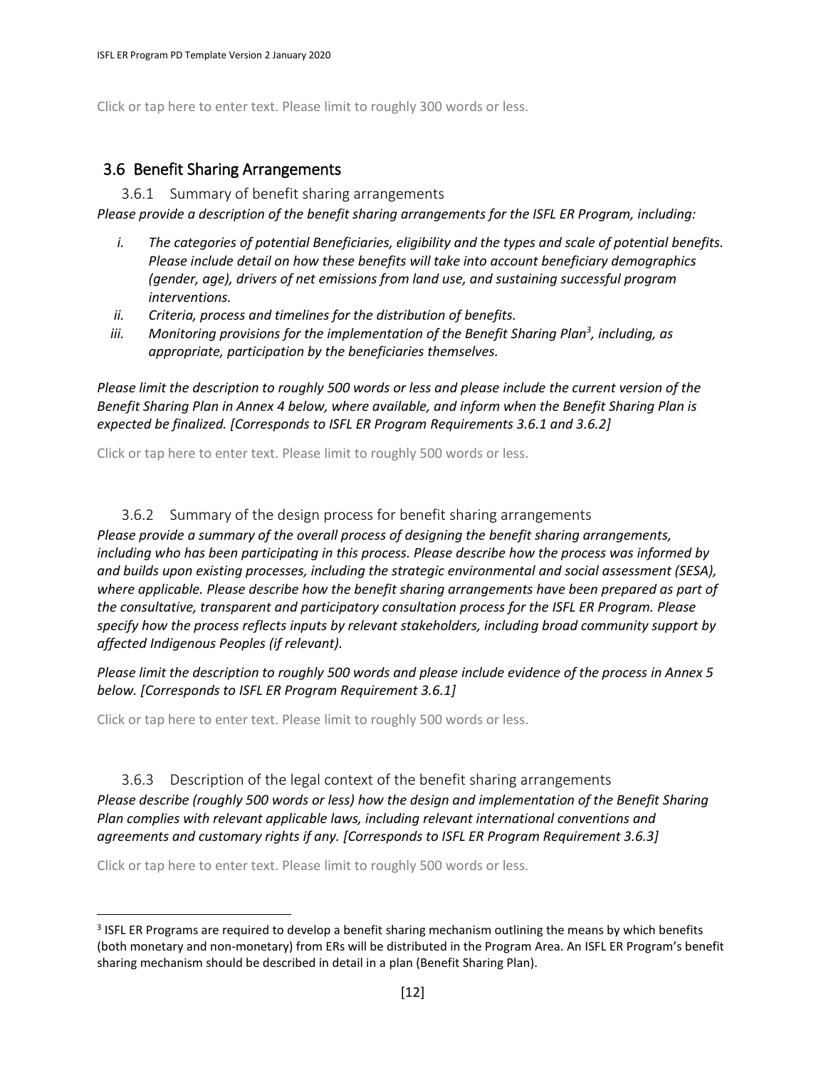Click or tap here to enter text. Please limit to roughly 300 words or less.

## 3.6 Benefit Sharing Arrangements

### 3.6.1 Summary of benefit sharing arrangements

*Please provide a description of the benefit sharing arrangements for the ISFL ER Program, including:*

*i. The categories of potential Beneficiaries, eligibility and the types and scale of potential benefits. Please include detail on how these benefits will take into account beneficiary demographics (gender, age), drivers of net emissions from land use, and sustaining successful program interventions.*

*ii. Criteria, process and timelines for the distribution of benefits.*

*iii. Monitoring provisions for the implementation of the Benefit Sharing Plan[3], including, as appropriate, participation by the beneficiaries themselves.*

*Please limit the description to roughly 500 words or less and please include the current version of the Benefit Sharing Plan in Annex 4 below, where available, and inform when the Benefit Sharing Plan is expected be finalized. [Corresponds to ISFL ER Program Requirements 3.6.1 and 3.6.2]*

Click or tap here to enter text. Please limit to roughly 500 words or less.

### 3.6.2 Summary of the design process for benefit sharing arrangements

*Please provide a summary of the overall process of designing the benefit sharing arrangements, including who has been participating in this process. Please describe how the process was informed by and builds upon existing processes, including the strategic environmental and social assessment (SESA), where applicable. Please describe how the benefit sharing arrangements have been prepared as part of the consultative, transparent and participatory consultation process for the ISFL ER Program. Please specify how the process reflects inputs by relevant stakeholders, including broad community support by affected Indigenous Peoples (if relevant).*

*Please limit the description to roughly 500 words and please include evidence of the process in Annex 5 below. [Corresponds to ISFL ER Program Requirement 3.6.1]*

Click or tap here to enter text. Please limit to roughly 500 words or less.

### 3.6.3 Description of the legal context of the benefit sharing arrangements

*Please describe (roughly 500 words or less) how the design and implementation of the Benefit Sharing Plan complies with relevant applicable laws, including relevant international conventions and agreements and customary rights if any. [Corresponds to ISFL ER Program Requirement 3.6.3]*

Click or tap here to enter text. Please limit to roughly 500 words or less.

---

[3] ISFL ER Programs are required to develop a benefit sharing mechanism outlining the means by which benefits (both monetary and non-monetary) from ERs will be distributed in the Program Area. An ISFL ER Program's benefit sharing mechanism should be described in detail in a plan (Benefit Sharing Plan).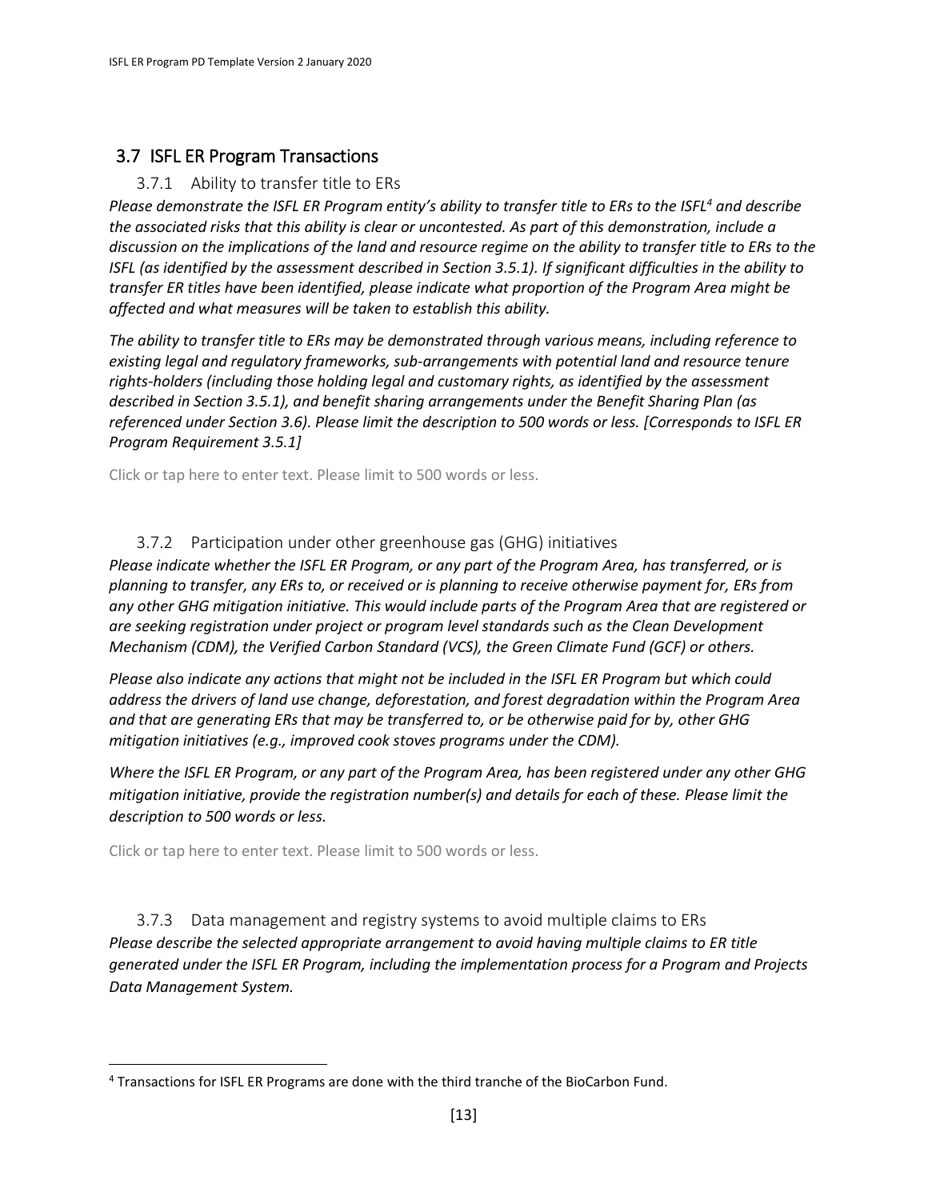## 3.7 ISFL ER Program Transactions

### 3.7.1 Ability to transfer title to ERs

*Please demonstrate the ISFL ER Program entity's ability to transfer title to ERs to the ISFL[4] and describe the associated risks that this ability is clear or uncontested. As part of this demonstration, include a discussion on the implications of the land and resource regime on the ability to transfer title to ERs to the ISFL (as identified by the assessment described in Section 3.5.1). If significant difficulties in the ability to transfer ER titles have been identified, please indicate what proportion of the Program Area might be affected and what measures will be taken to establish this ability.*

*The ability to transfer title to ERs may be demonstrated through various means, including reference to existing legal and regulatory frameworks, sub-arrangements with potential land and resource tenure rights-holders (including those holding legal and customary rights, as identified by the assessment described in Section 3.5.1), and benefit sharing arrangements under the Benefit Sharing Plan (as referenced under Section 3.6). Please limit the description to 500 words or less. [Corresponds to ISFL ER Program Requirement 3.5.1]*

Click or tap here to enter text. Please limit to 500 words or less.

### 3.7.2 Participation under other greenhouse gas (GHG) initiatives

*Please indicate whether the ISFL ER Program, or any part of the Program Area, has transferred, or is planning to transfer, any ERs to, or received or is planning to receive otherwise payment for, ERs from any other GHG mitigation initiative. This would include parts of the Program Area that are registered or are seeking registration under project or program level standards such as the Clean Development Mechanism (CDM), the Verified Carbon Standard (VCS), the Green Climate Fund (GCF) or others.*

*Please also indicate any actions that might not be included in the ISFL ER Program but which could address the drivers of land use change, deforestation, and forest degradation within the Program Area and that are generating ERs that may be transferred to, or be otherwise paid for by, other GHG mitigation initiatives (e.g., improved cook stoves programs under the CDM).*

*Where the ISFL ER Program, or any part of the Program Area, has been registered under any other GHG mitigation initiative, provide the registration number(s) and details for each of these. Please limit the description to 500 words or less.*

Click or tap here to enter text. Please limit to 500 words or less.

### 3.7.3 Data management and registry systems to avoid multiple claims to ERs

*Please describe the selected appropriate arrangement to avoid having multiple claims to ER title generated under the ISFL ER Program, including the implementation process for a Program and Projects Data Management System.*

---

[4] Transactions for ISFL ER Programs are done with the third tranche of the BioCarbon Fund.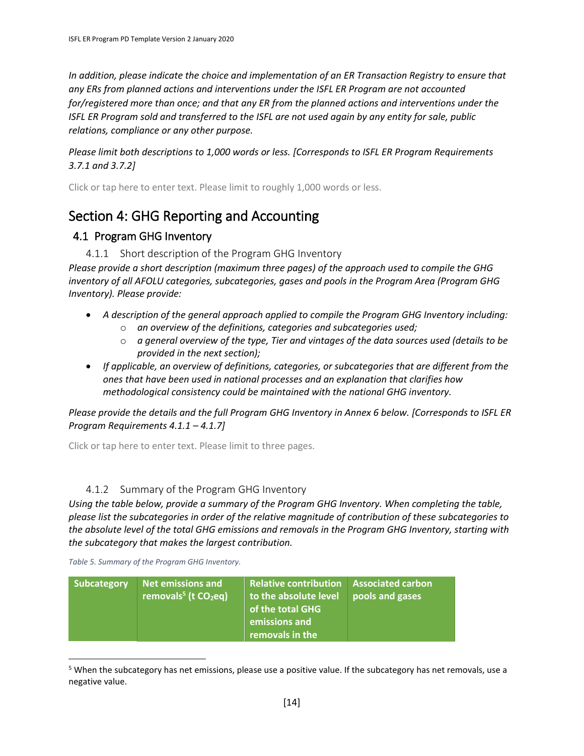*In addition, please indicate the choice and implementation of an ER Transaction Registry to ensure that any ERs from planned actions and interventions under the ISFL ER Program are not accounted for/registered more than once; and that any ER from the planned actions and interventions under the ISFL ER Program sold and transferred to the ISFL are not used again by any entity for sale, public relations, compliance or any other purpose.*

*Please limit both descriptions to 1,000 words or less. [Corresponds to ISFL ER Program Requirements 3.7.1 and 3.7.2]*

Click or tap here to enter text. Please limit to roughly 1,000 words or less.

# Section 4: GHG Reporting and Accounting

## 4.1 Program GHG Inventory

### 4.1.1 Short description of the Program GHG Inventory

*Please provide a short description (maximum three pages) of the approach used to compile the GHG inventory of all AFOLU categories, subcategories, gases and pools in the Program Area (Program GHG Inventory). Please provide:*

- *A description of the general approach applied to compile the Program GHG Inventory including:*
  - *an overview of the definitions, categories and subcategories used;*
  - *a general overview of the type, Tier and vintages of the data sources used (details to be provided in the next section);*
- *If applicable, an overview of definitions, categories, or subcategories that are different from the ones that have been used in national processes and an explanation that clarifies how methodological consistency could be maintained with the national GHG inventory.*

*Please provide the details and the full Program GHG Inventory in Annex 6 below. [Corresponds to ISFL ER Program Requirements 4.1.1 – 4.1.7]*

Click or tap here to enter text. Please limit to three pages.

### 4.1.2 Summary of the Program GHG Inventory

*Using the table below, provide a summary of the Program GHG Inventory. When completing the table, please list the subcategories in order of the relative magnitude of contribution of these subcategories to the absolute level of the total GHG emissions and removals in the Program GHG Inventory, starting with the subcategory that makes the largest contribution.*

*Table 5. Summary of the Program GHG Inventory.*

| Subcategory | Net emissions and removals[5] (t $CO_2$eq) | Relative contribution to the absolute level of the total GHG emissions and removals in the | Associated carbon pools and gases |
|---|---|---|---|

[5] When the subcategory has net emissions, please use a positive value. If the subcategory has net removals, use a negative value.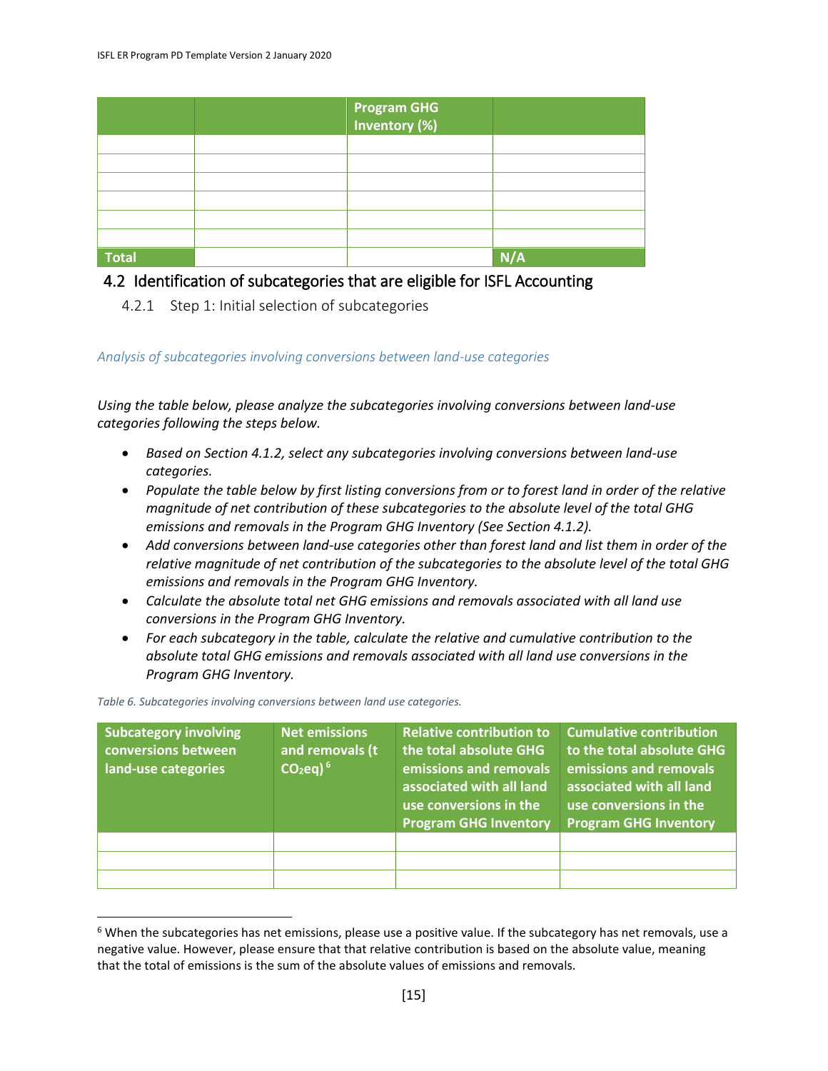|  |  | Program GHG Inventory (%) |  |
|---|---|---|---|
|  |  |  |  |
|  |  |  |  |
|  |  |  |  |
|  |  |  |  |
|  |  |  |  |
|  |  |  |  |
| Total |  |  | N/A |

## 4.2 Identification of subcategories that are eligible for ISFL Accounting

### 4.2.1 Step 1: Initial selection of subcategories

*Analysis of subcategories involving conversions between land-use categories*

*Using the table below, please analyze the subcategories involving conversions between land-use categories following the steps below.*

- *Based on Section 4.1.2, select any subcategories involving conversions between land-use categories.*
- *Populate the table below by first listing conversions from or to forest land in order of the relative magnitude of net contribution of these subcategories to the absolute level of the total GHG emissions and removals in the Program GHG Inventory (See Section 4.1.2).*
- *Add conversions between land-use categories other than forest land and list them in order of the relative magnitude of net contribution of the subcategories to the absolute level of the total GHG emissions and removals in the Program GHG Inventory.*
- *Calculate the absolute total net GHG emissions and removals associated with all land use conversions in the Program GHG Inventory.*
- *For each subcategory in the table, calculate the relative and cumulative contribution to the absolute total GHG emissions and removals associated with all land use conversions in the Program GHG Inventory.*

*Table 6. Subcategories involving conversions between land use categories.*

| Subcategory involving conversions between land-use categories | Net emissions and removals (t $CO_2$eq) [6] | Relative contribution to the total absolute GHG emissions and removals associated with all land use conversions in the Program GHG Inventory | Cumulative contribution to the total absolute GHG emissions and removals associated with all land use conversions in the Program GHG Inventory |
|---|---|---|---|
|  |  |  |  |
|  |  |  |  |
|  |  |  |  |

[6] When the subcategories has net emissions, please use a positive value. If the subcategory has net removals, use a negative value. However, please ensure that that relative contribution is based on the absolute value, meaning that the total of emissions is the sum of the absolute values of emissions and removals.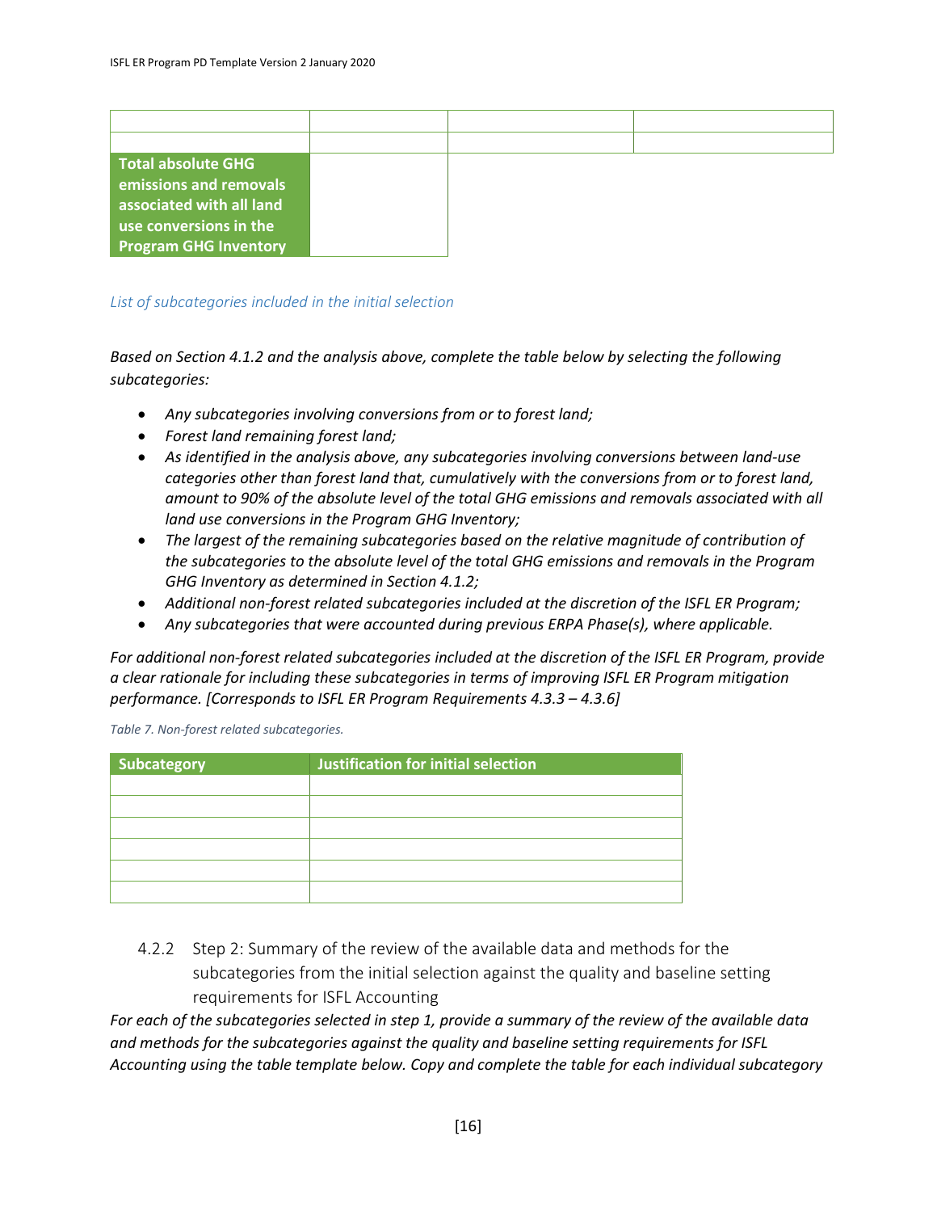| | | | |
|---|---|---|---|
| | | | |
| | | | |
| **Total absolute GHG emissions and removals associated with all land use conversions in the Program GHG Inventory** | | | |

*List of subcategories included in the initial selection*

*Based on Section 4.1.2 and the analysis above, complete the table below by selecting the following subcategories:*

- *Any subcategories involving conversions from or to forest land;*
- *Forest land remaining forest land;*
- *As identified in the analysis above, any subcategories involving conversions between land-use categories other than forest land that, cumulatively with the conversions from or to forest land, amount to 90% of the absolute level of the total GHG emissions and removals associated with all land use conversions in the Program GHG Inventory;*
- *The largest of the remaining subcategories based on the relative magnitude of contribution of the subcategories to the absolute level of the total GHG emissions and removals in the Program GHG Inventory as determined in Section 4.1.2;*
- *Additional non-forest related subcategories included at the discretion of the ISFL ER Program;*
- *Any subcategories that were accounted during previous ERPA Phase(s), where applicable.*

*For additional non-forest related subcategories included at the discretion of the ISFL ER Program, provide a clear rationale for including these subcategories in terms of improving ISFL ER Program mitigation performance. [Corresponds to ISFL ER Program Requirements 4.3.3 – 4.3.6]*

*Table 7. Non-forest related subcategories.*

| Subcategory | Justification for initial selection |
|---|---|
| | |
| | |
| | |
| | |
| | |
| | |

### 4.2.2 Step 2: Summary of the review of the available data and methods for the subcategories from the initial selection against the quality and baseline setting requirements for ISFL Accounting

*For each of the subcategories selected in step 1, provide a summary of the review of the available data and methods for the subcategories against the quality and baseline setting requirements for ISFL Accounting using the table template below. Copy and complete the table for each individual subcategory*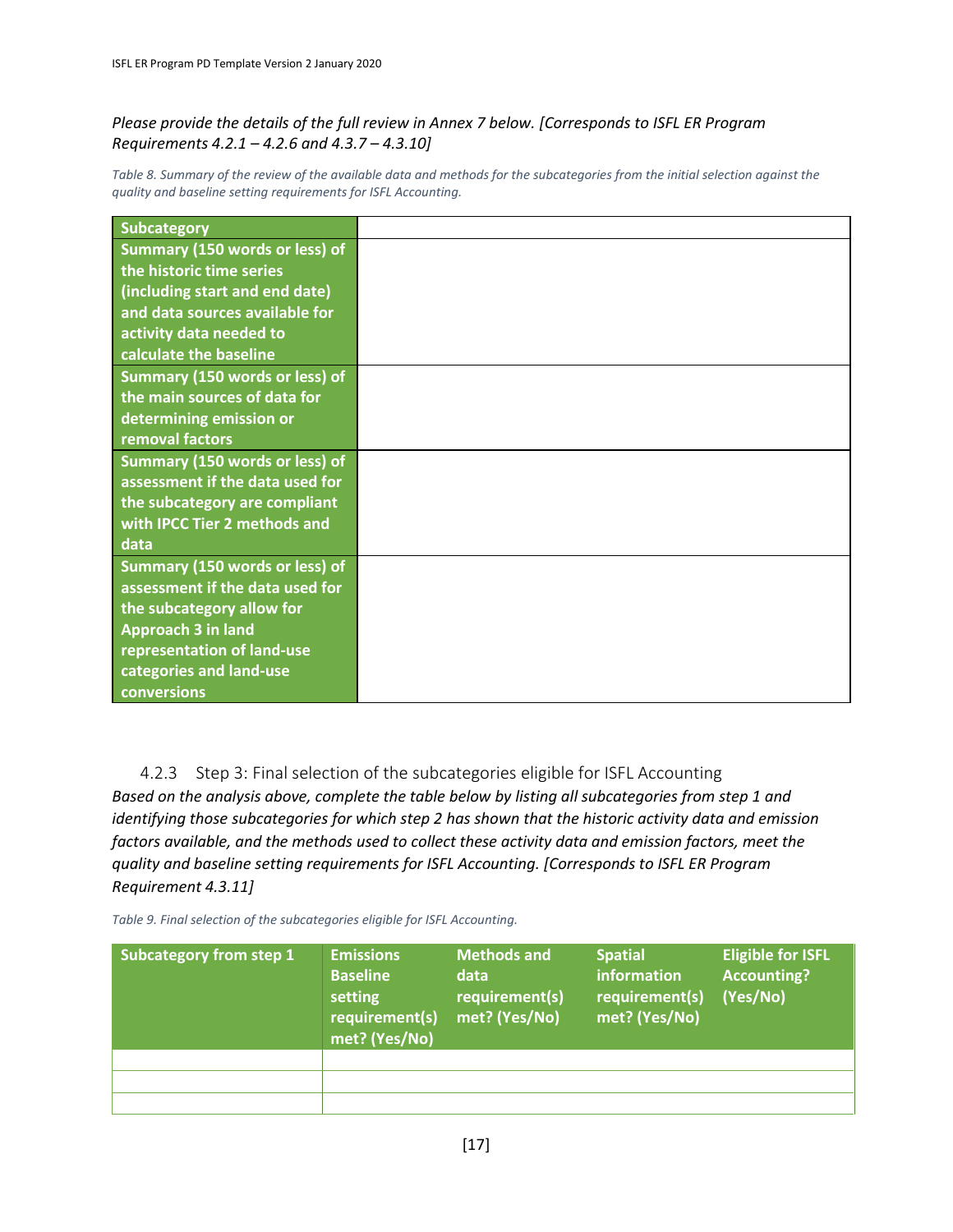*Please provide the details of the full review in Annex 7 below. [Corresponds to ISFL ER Program Requirements 4.2.1 – 4.2.6 and 4.3.7 – 4.3.10]*

*Table 8. Summary of the review of the available data and methods for the subcategories from the initial selection against the quality and baseline setting requirements for ISFL Accounting.*

| **Subcategory** | |
|---|---|
| **Summary (150 words or less) of the historic time series (including start and end date) and data sources available for activity data needed to calculate the baseline** | |
| **Summary (150 words or less) of the main sources of data for determining emission or removal factors** | |
| **Summary (150 words or less) of assessment if the data used for the subcategory are compliant with IPCC Tier 2 methods and data** | |
| **Summary (150 words or less) of assessment if the data used for the subcategory allow for Approach 3 in land representation of land-use categories and land-use conversions** | |

### 4.2.3 Step 3: Final selection of the subcategories eligible for ISFL Accounting

*Based on the analysis above, complete the table below by listing all subcategories from step 1 and identifying those subcategories for which step 2 has shown that the historic activity data and emission factors available, and the methods used to collect these activity data and emission factors, meet the quality and baseline setting requirements for ISFL Accounting. [Corresponds to ISFL ER Program Requirement 4.3.11]*

*Table 9. Final selection of the subcategories eligible for ISFL Accounting.*

| **Subcategory from step 1** | **Emissions Baseline setting requirement(s) met? (Yes/No)** | **Methods and data requirement(s) met? (Yes/No)** | **Spatial information requirement(s) met? (Yes/No)** | **Eligible for ISFL Accounting? (Yes/No)** |
|---|---|---|---|---|
| | | | | |
| | | | | |
| | | | | |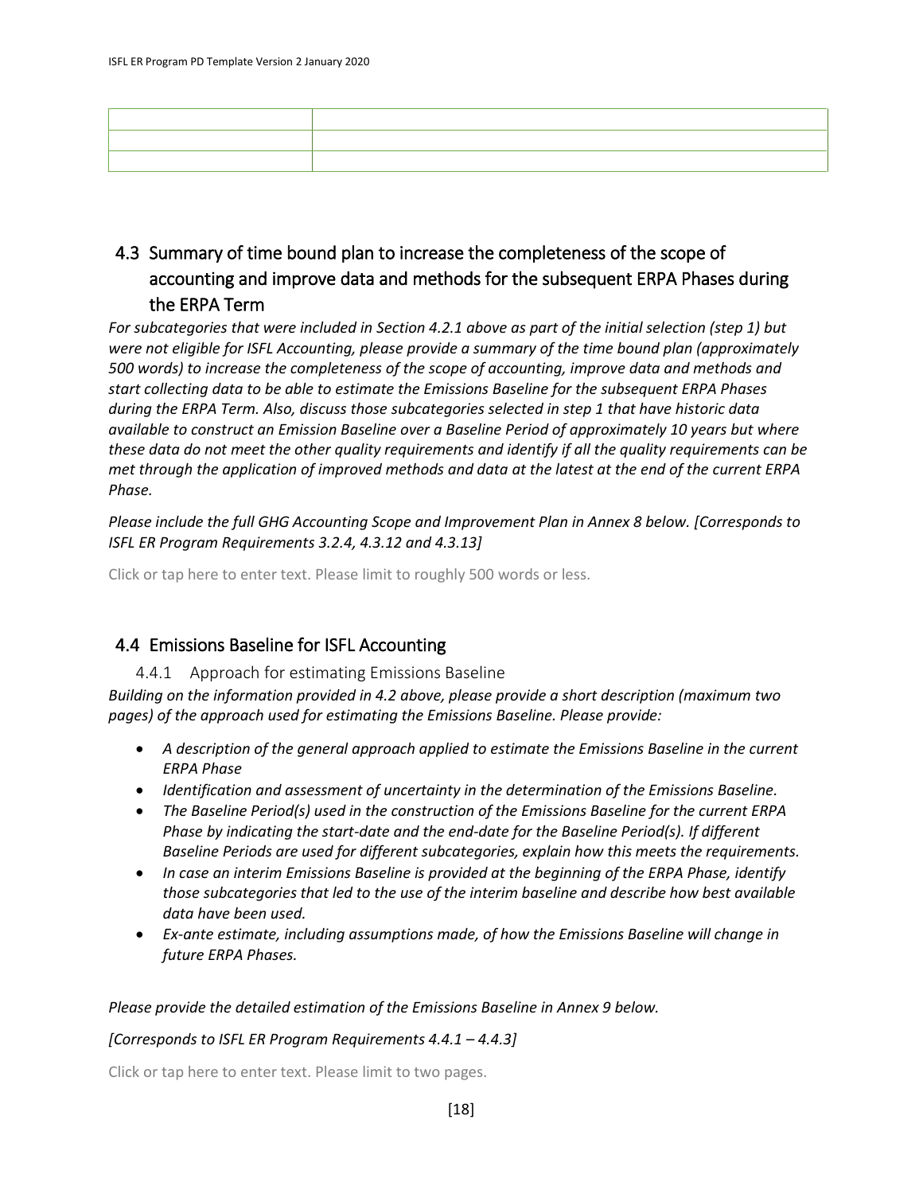| | |
|---|---|
| | |
| | |
| | |

## 4.3 Summary of time bound plan to increase the completeness of the scope of accounting and improve data and methods for the subsequent ERPA Phases during the ERPA Term

*For subcategories that were included in Section 4.2.1 above as part of the initial selection (step 1) but were not eligible for ISFL Accounting, please provide a summary of the time bound plan (approximately 500 words) to increase the completeness of the scope of accounting, improve data and methods and start collecting data to be able to estimate the Emissions Baseline for the subsequent ERPA Phases during the ERPA Term. Also, discuss those subcategories selected in step 1 that have historic data available to construct an Emission Baseline over a Baseline Period of approximately 10 years but where these data do not meet the other quality requirements and identify if all the quality requirements can be met through the application of improved methods and data at the latest at the end of the current ERPA Phase.*

*Please include the full GHG Accounting Scope and Improvement Plan in Annex 8 below. [Corresponds to ISFL ER Program Requirements 3.2.4, 4.3.12 and 4.3.13]*

Click or tap here to enter text. Please limit to roughly 500 words or less.

## 4.4 Emissions Baseline for ISFL Accounting

### 4.4.1 Approach for estimating Emissions Baseline

*Building on the information provided in 4.2 above, please provide a short description (maximum two pages) of the approach used for estimating the Emissions Baseline. Please provide:*

- *A description of the general approach applied to estimate the Emissions Baseline in the current ERPA Phase*
- *Identification and assessment of uncertainty in the determination of the Emissions Baseline.*
- *The Baseline Period(s) used in the construction of the Emissions Baseline for the current ERPA Phase by indicating the start-date and the end-date for the Baseline Period(s). If different Baseline Periods are used for different subcategories, explain how this meets the requirements.*
- *In case an interim Emissions Baseline is provided at the beginning of the ERPA Phase, identify those subcategories that led to the use of the interim baseline and describe how best available data have been used.*
- *Ex-ante estimate, including assumptions made, of how the Emissions Baseline will change in future ERPA Phases.*

*Please provide the detailed estimation of the Emissions Baseline in Annex 9 below.*

*[Corresponds to ISFL ER Program Requirements 4.4.1 – 4.4.3]*

Click or tap here to enter text. Please limit to two pages.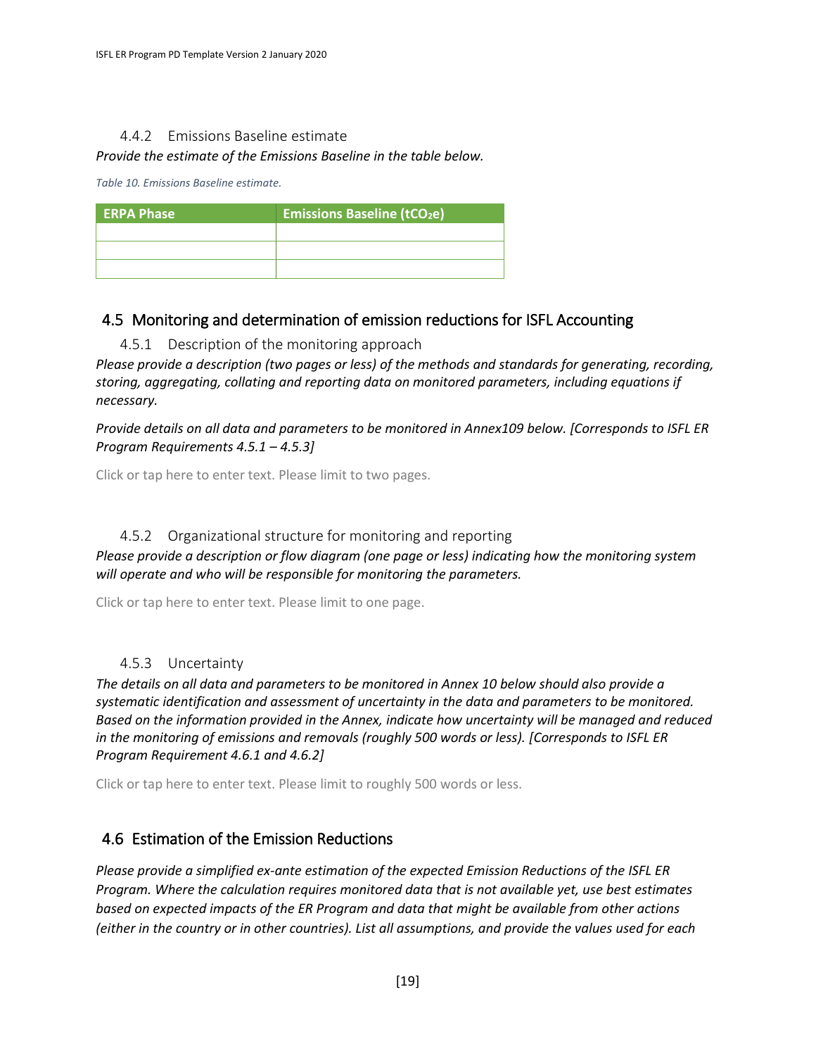#### 4.4.2 Emissions Baseline estimate

*Provide the estimate of the Emissions Baseline in the table below.*

*Table 10. Emissions Baseline estimate.*

| ERPA Phase | Emissions Baseline ($tCO_2e$) |
| --- | --- |
| | |
| | |
| | |

### 4.5 Monitoring and determination of emission reductions for ISFL Accounting

#### 4.5.1 Description of the monitoring approach

*Please provide a description (two pages or less) of the methods and standards for generating, recording, storing, aggregating, collating and reporting data on monitored parameters, including equations if necessary.*

*Provide details on all data and parameters to be monitored in Annex109 below. [Corresponds to ISFL ER Program Requirements 4.5.1 – 4.5.3]*

Click or tap here to enter text. Please limit to two pages.

#### 4.5.2 Organizational structure for monitoring and reporting

*Please provide a description or flow diagram (one page or less) indicating how the monitoring system will operate and who will be responsible for monitoring the parameters.*

Click or tap here to enter text. Please limit to one page.

#### 4.5.3 Uncertainty

*The details on all data and parameters to be monitored in Annex 10 below should also provide a systematic identification and assessment of uncertainty in the data and parameters to be monitored. Based on the information provided in the Annex, indicate how uncertainty will be managed and reduced in the monitoring of emissions and removals (roughly 500 words or less). [Corresponds to ISFL ER Program Requirement 4.6.1 and 4.6.2]*

Click or tap here to enter text. Please limit to roughly 500 words or less.

### 4.6 Estimation of the Emission Reductions

*Please provide a simplified ex-ante estimation of the expected Emission Reductions of the ISFL ER Program. Where the calculation requires monitored data that is not available yet, use best estimates based on expected impacts of the ER Program and data that might be available from other actions (either in the country or in other countries). List all assumptions, and provide the values used for each*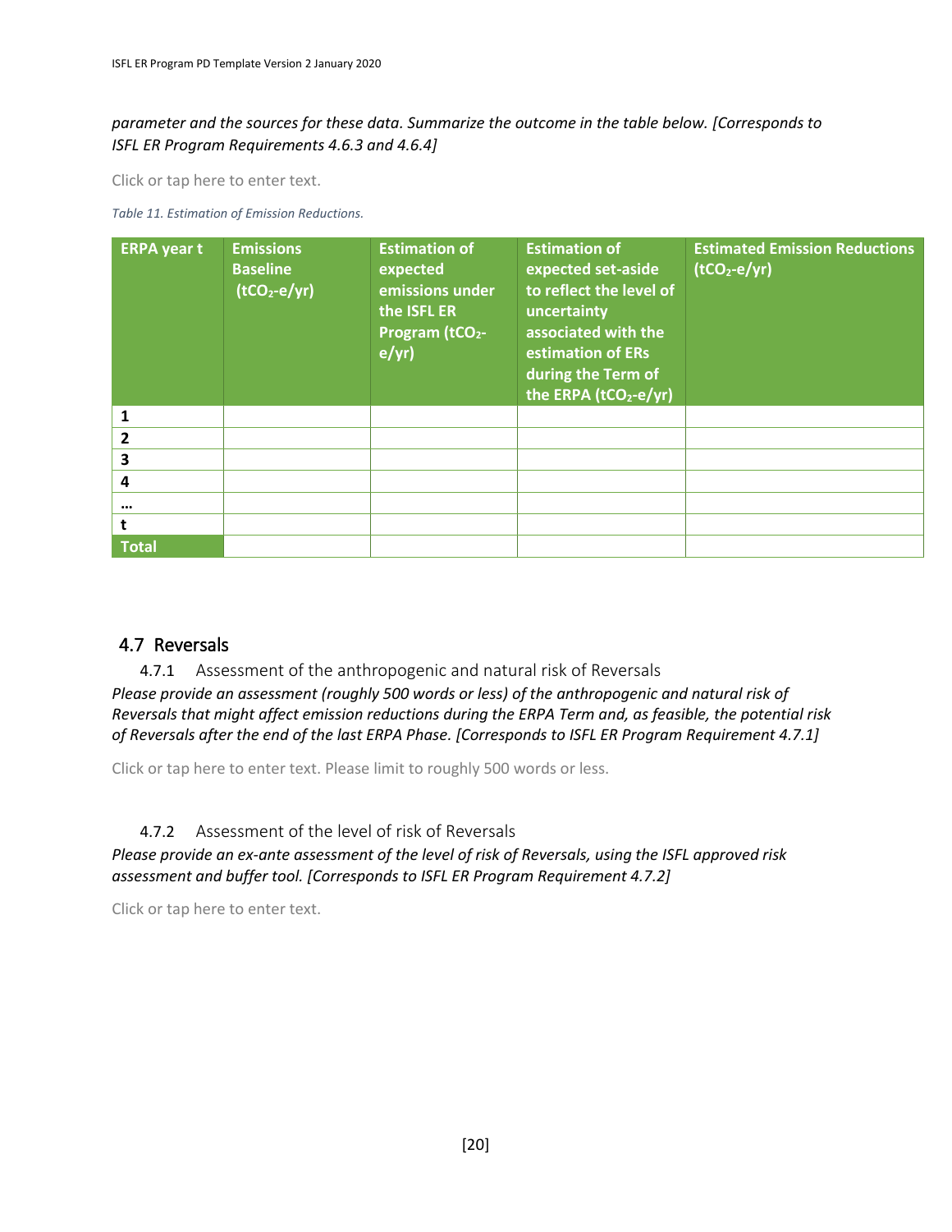*parameter and the sources for these data. Summarize the outcome in the table below. [Corresponds to ISFL ER Program Requirements 4.6.3 and 4.6.4]*

Click or tap here to enter text.

*Table 11. Estimation of Emission Reductions.*

| ERPA year t | Emissions Baseline ($tCO_2$-e/yr) | Estimation of expected emissions under the ISFL ER Program ($tCO_2$-e/yr) | Estimation of expected set-aside to reflect the level of uncertainty associated with the estimation of ERs during the Term of the ERPA ($tCO_2$-e/yr) | Estimated Emission Reductions ($tCO_2$-e/yr) |
|---|---|---|---|---|
| **1** | | | | |
| **2** | | | | |
| **3** | | | | |
| **4** | | | | |
| **…** | | | | |
| **t** | | | | |
| **Total** | | | | |

## 4.7 Reversals

### 4.7.1 Assessment of the anthropogenic and natural risk of Reversals

*Please provide an assessment (roughly 500 words or less) of the anthropogenic and natural risk of Reversals that might affect emission reductions during the ERPA Term and, as feasible, the potential risk of Reversals after the end of the last ERPA Phase. [Corresponds to ISFL ER Program Requirement 4.7.1]*

Click or tap here to enter text. Please limit to roughly 500 words or less.

### 4.7.2 Assessment of the level of risk of Reversals

*Please provide an ex-ante assessment of the level of risk of Reversals, using the ISFL approved risk assessment and buffer tool. [Corresponds to ISFL ER Program Requirement 4.7.2]*

Click or tap here to enter text.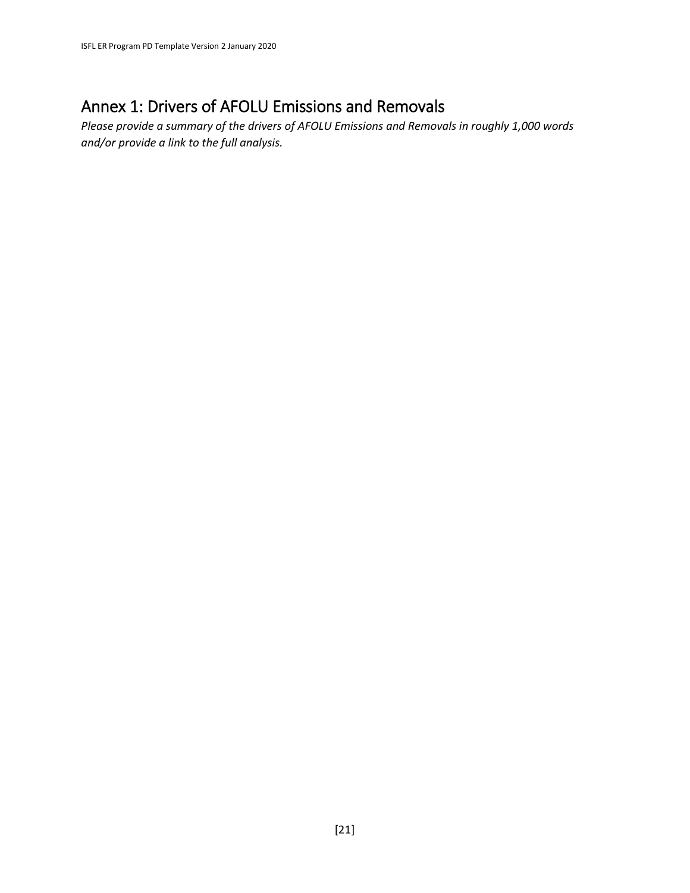# Annex 1: Drivers of AFOLU Emissions and Removals

*Please provide a summary of the drivers of AFOLU Emissions and Removals in roughly 1,000 words and/or provide a link to the full analysis.*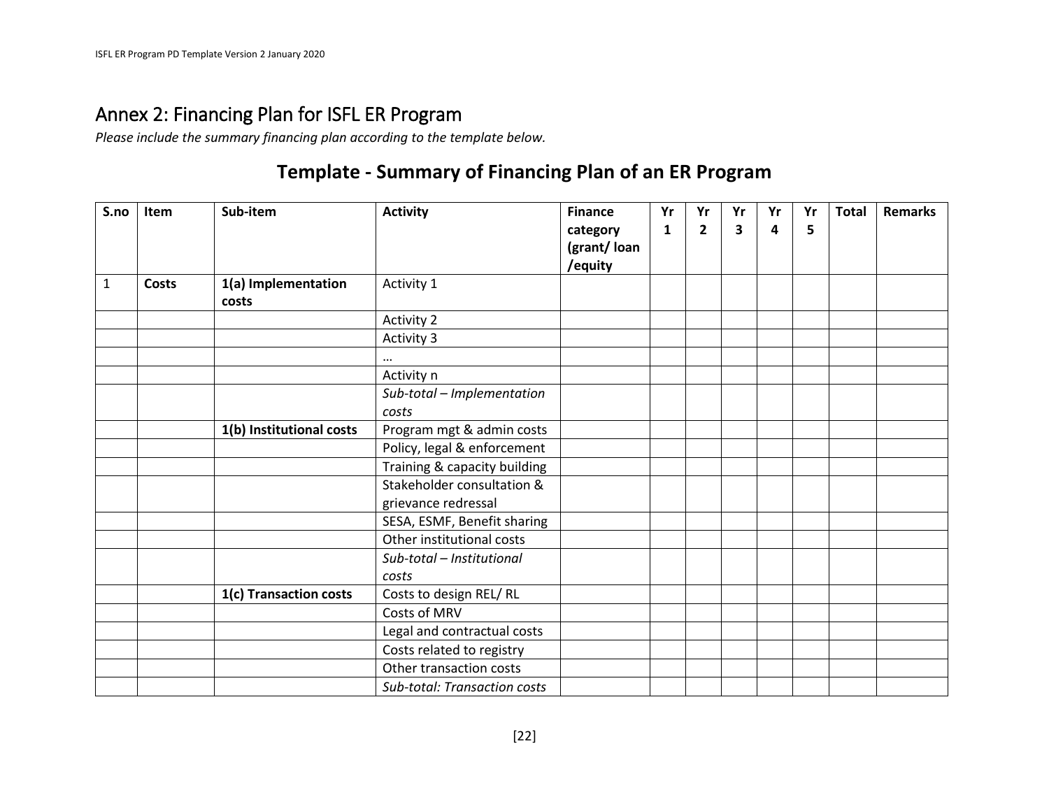## Annex 2: Financing Plan for ISFL ER Program

*Please include the summary financing plan according to the template below.*

### Template - Summary of Financing Plan of an ER Program

| S.no | Item | Sub-item | Activity | Finance category (grant/ loan /equity | Yr 1 | Yr 2 | Yr 3 | Yr 4 | Yr 5 | Total | Remarks |
|---|---|---|---|---|---|---|---|---|---|---|---|
| 1 | **Costs** | **1(a) Implementation costs** | Activity 1 | | | | | | | | |
| | | | Activity 2 | | | | | | | | |
| | | | Activity 3 | | | | | | | | |
| | | | … | | | | | | | | |
| | | | Activity n | | | | | | | | |
| | | | *Sub-total – Implementation costs* | | | | | | | | |
| | | **1(b) Institutional costs** | Program mgt & admin costs | | | | | | | | |
| | | | Policy, legal & enforcement | | | | | | | | |
| | | | Training & capacity building | | | | | | | | |
| | | | Stakeholder consultation & grievance redressal | | | | | | | | |
| | | | SESA, ESMF, Benefit sharing | | | | | | | | |
| | | | Other institutional costs | | | | | | | | |
| | | | *Sub-total – Institutional costs* | | | | | | | | |
| | | **1(c) Transaction costs** | Costs to design REL/ RL | | | | | | | | |
| | | | Costs of MRV | | | | | | | | |
| | | | Legal and contractual costs | | | | | | | | |
| | | | Costs related to registry | | | | | | | | |
| | | | Other transaction costs | | | | | | | | |
| | | | *Sub-total: Transaction costs* | | | | | | | | |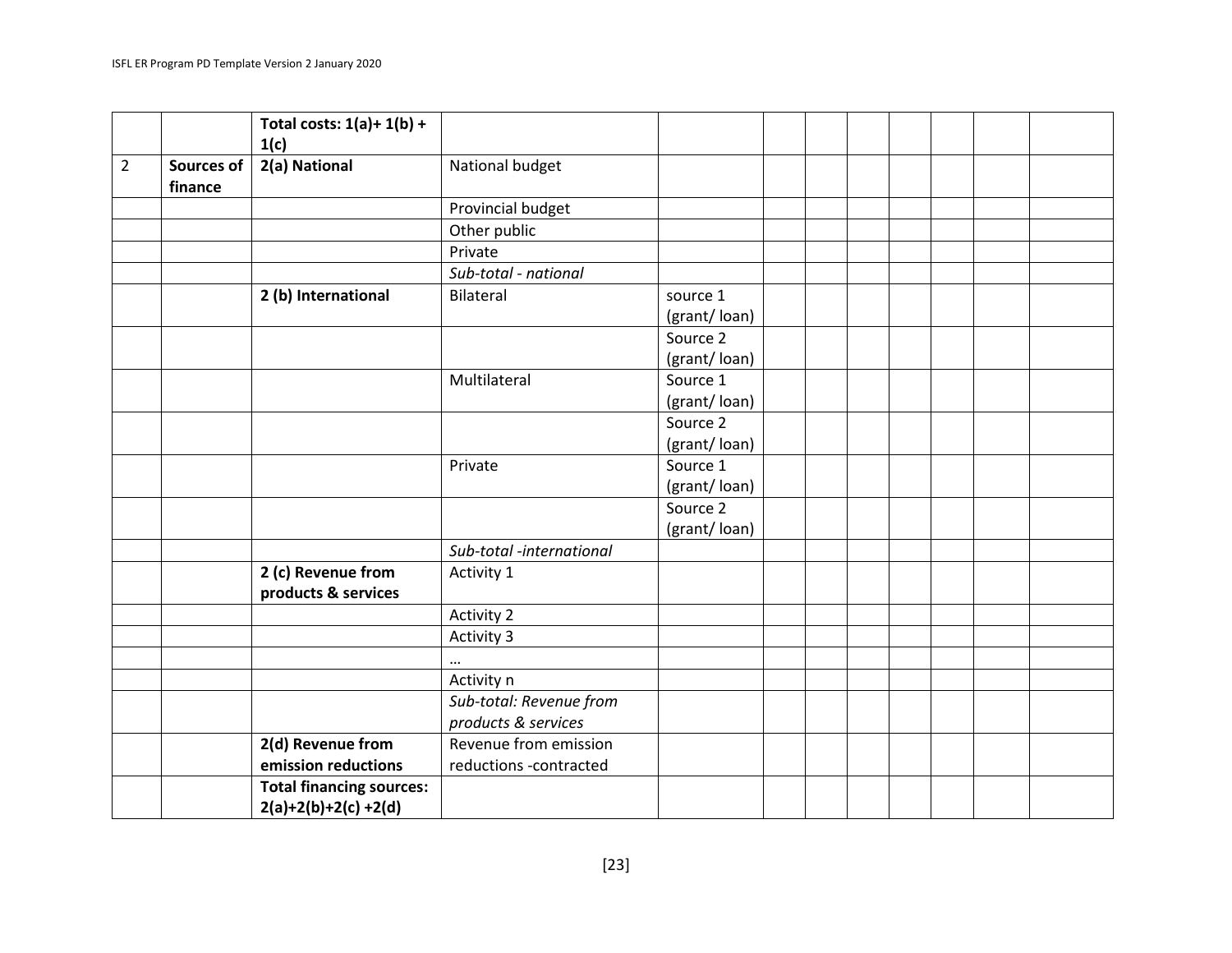| | | | | | | | | | | | |
|---|---|---|---|---|---|---|---|---|---|---|---|
| | | **Total costs: 1(a)+ 1(b) + 1(c)** | | | | | | | | | |
| 2 | **Sources of finance** | **2(a) National** | National budget | | | | | | | | |
| | | | Provincial budget | | | | | | | | |
| | | | Other public | | | | | | | | |
| | | | Private | | | | | | | | |
| | | | *Sub-total - national* | | | | | | | | |
| | | **2 (b) International** | Bilateral | source 1 (grant/ loan) | | | | | | | |
| | | | | Source 2 (grant/ loan) | | | | | | | |
| | | | Multilateral | Source 1 (grant/ loan) | | | | | | | |
| | | | | Source 2 (grant/ loan) | | | | | | | |
| | | | Private | Source 1 (grant/ loan) | | | | | | | |
| | | | | Source 2 (grant/ loan) | | | | | | | |
| | | | *Sub-total -international* | | | | | | | | |
| | | **2 (c) Revenue from products & services** | Activity 1 | | | | | | | | |
| | | | Activity 2 | | | | | | | | |
| | | | Activity 3 | | | | | | | | |
| | | | … | | | | | | | | |
| | | | Activity n | | | | | | | | |
| | | | *Sub-total: Revenue from products & services* | | | | | | | | |
| | | **2(d) Revenue from emission reductions** | Revenue from emission reductions -contracted | | | | | | | | |
| | | **Total financing sources: 2(a)+2(b)+2(c) +2(d)** | | | | | | | | | |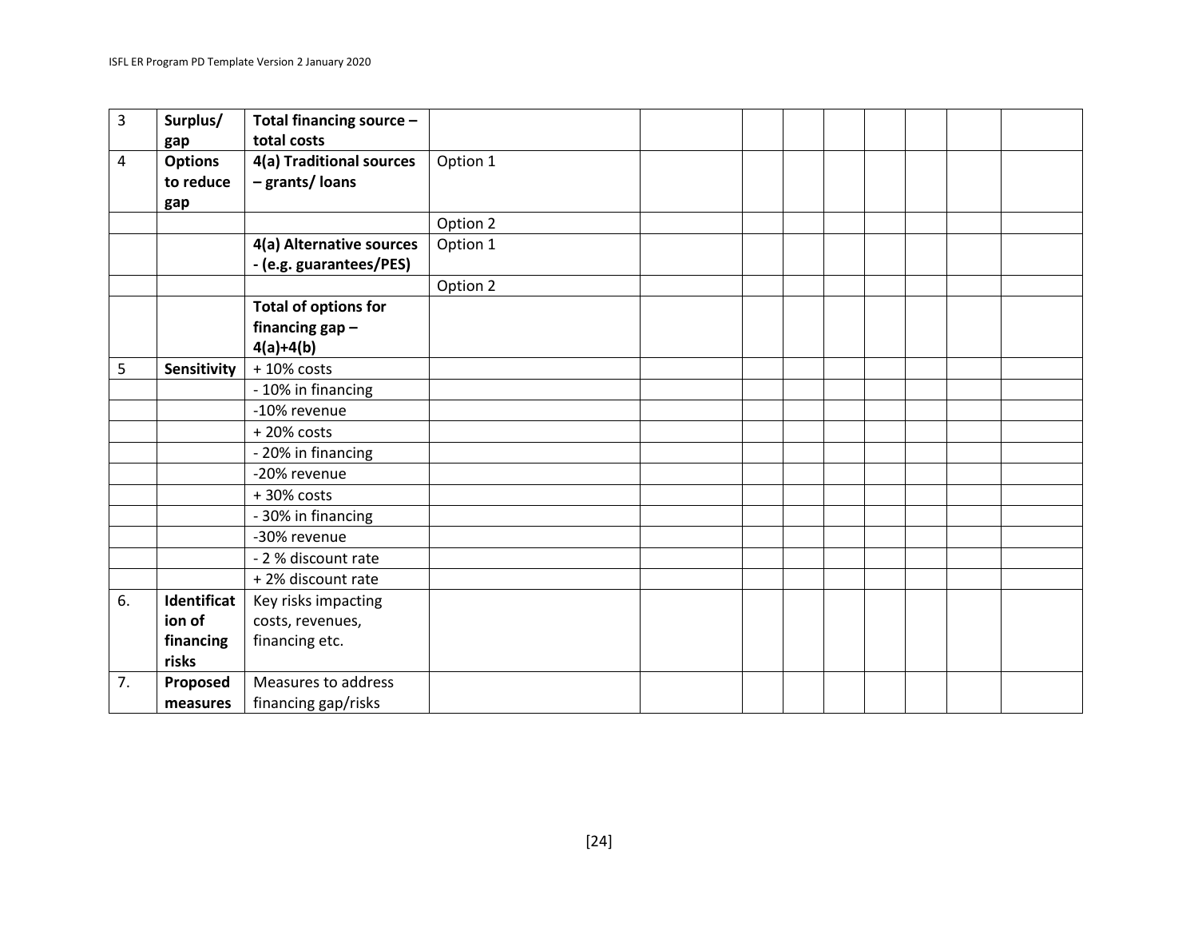| 3 | **Surplus/ gap** | **Total financing source – total costs** | | | | | | | | | |
|---|---|---|---|---|---|---|---|---|---|---|---|
| 4 | **Options to reduce gap** | **4(a) Traditional sources – grants/ loans** | Option 1 | | | | | | | | |
| | | | Option 2 | | | | | | | | |
| | | **4(a) Alternative sources - (e.g. guarantees/PES)** | Option 1 | | | | | | | | |
| | | | Option 2 | | | | | | | | |
| | | **Total of options for financing gap – 4(a)+4(b)** | | | | | | | | | |
| 5 | **Sensitivity** | + 10% costs | | | | | | | | | |
| | | - 10% in financing | | | | | | | | | |
| | | -10% revenue | | | | | | | | | |
| | | + 20% costs | | | | | | | | | |
| | | - 20% in financing | | | | | | | | | |
| | | -20% revenue | | | | | | | | | |
| | | + 30% costs | | | | | | | | | |
| | | - 30% in financing | | | | | | | | | |
| | | -30% revenue | | | | | | | | | |
| | | - 2 % discount rate | | | | | | | | | |
| | | + 2% discount rate | | | | | | | | | |
| 6. | **Identification of financing risks** | Key risks impacting costs, revenues, financing etc. | | | | | | | | | |
| 7. | **Proposed measures** | Measures to address financing gap/risks | | | | | | | | | |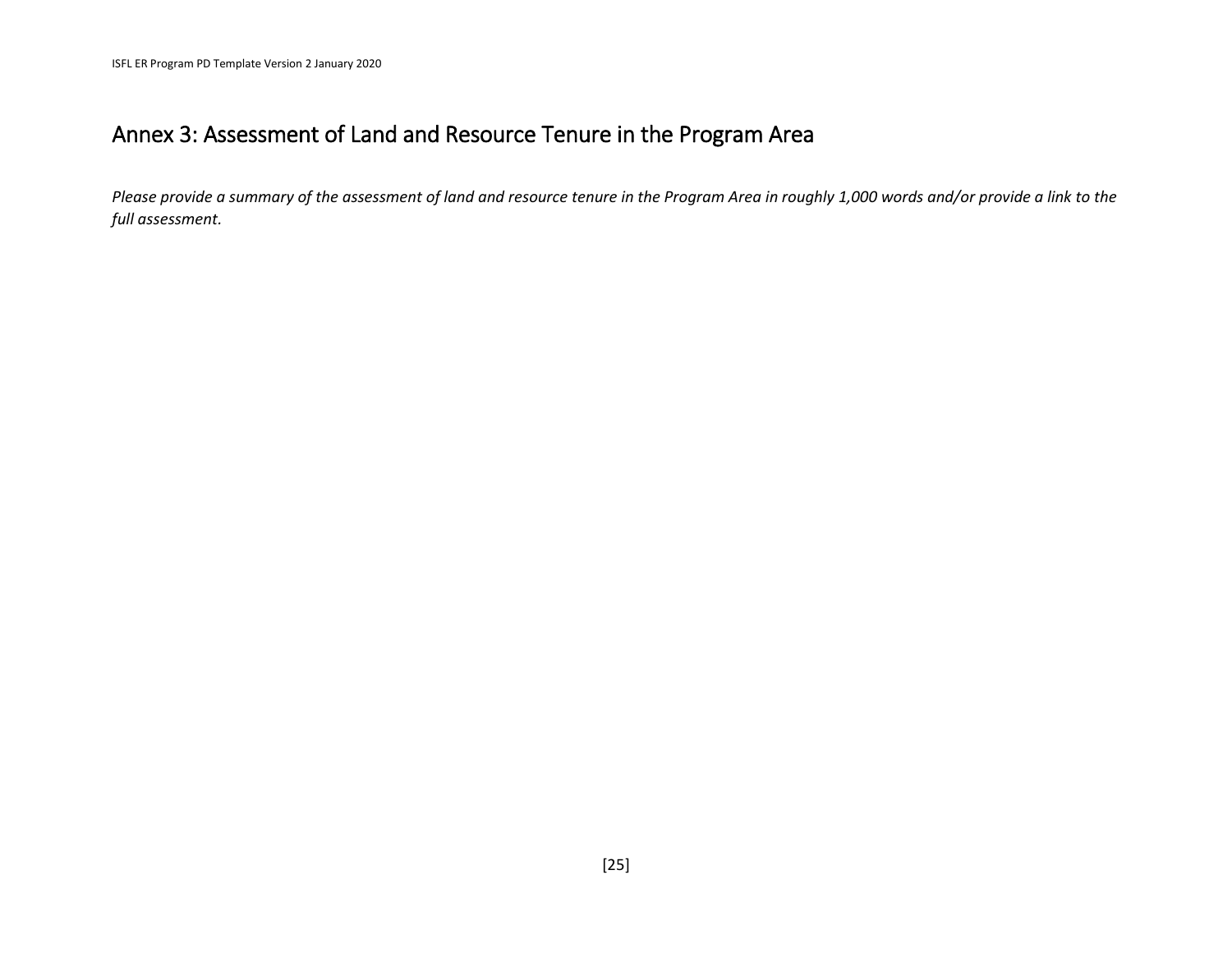# Annex 3: Assessment of Land and Resource Tenure in the Program Area

*Please provide a summary of the assessment of land and resource tenure in the Program Area in roughly 1,000 words and/or provide a link to the full assessment.*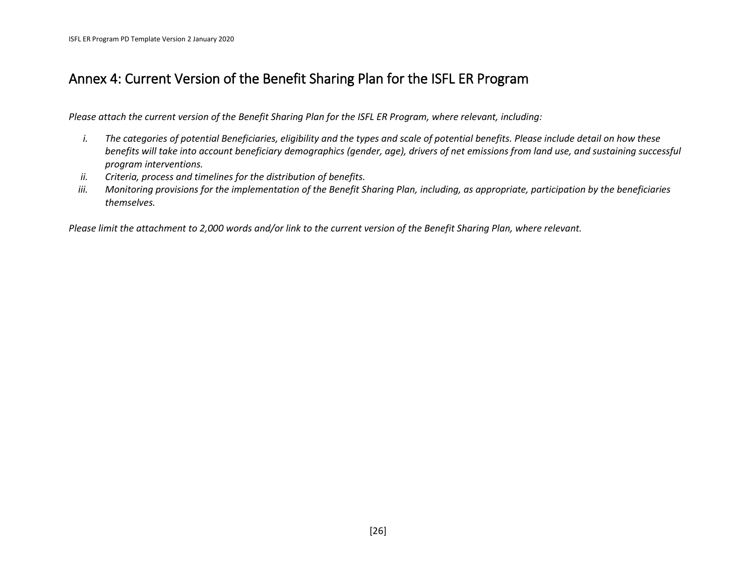# Annex 4: Current Version of the Benefit Sharing Plan for the ISFL ER Program

*Please attach the current version of the Benefit Sharing Plan for the ISFL ER Program, where relevant, including:*

i. *The categories of potential Beneficiaries, eligibility and the types and scale of potential benefits. Please include detail on how these benefits will take into account beneficiary demographics (gender, age), drivers of net emissions from land use, and sustaining successful program interventions.*
ii. *Criteria, process and timelines for the distribution of benefits.*
iii. *Monitoring provisions for the implementation of the Benefit Sharing Plan, including, as appropriate, participation by the beneficiaries themselves.*

*Please limit the attachment to 2,000 words and/or link to the current version of the Benefit Sharing Plan, where relevant.*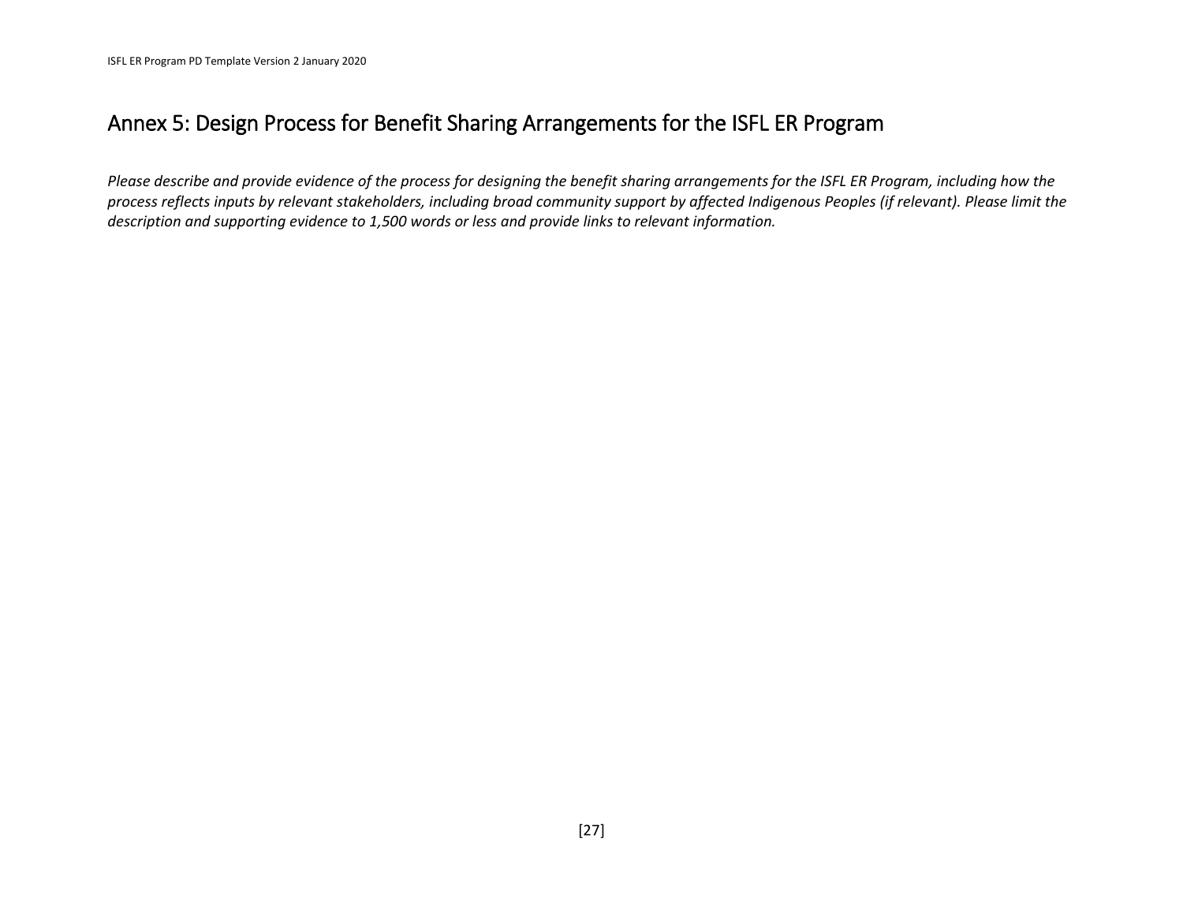# Annex 5: Design Process for Benefit Sharing Arrangements for the ISFL ER Program

*Please describe and provide evidence of the process for designing the benefit sharing arrangements for the ISFL ER Program, including how the process reflects inputs by relevant stakeholders, including broad community support by affected Indigenous Peoples (if relevant). Please limit the description and supporting evidence to 1,500 words or less and provide links to relevant information.*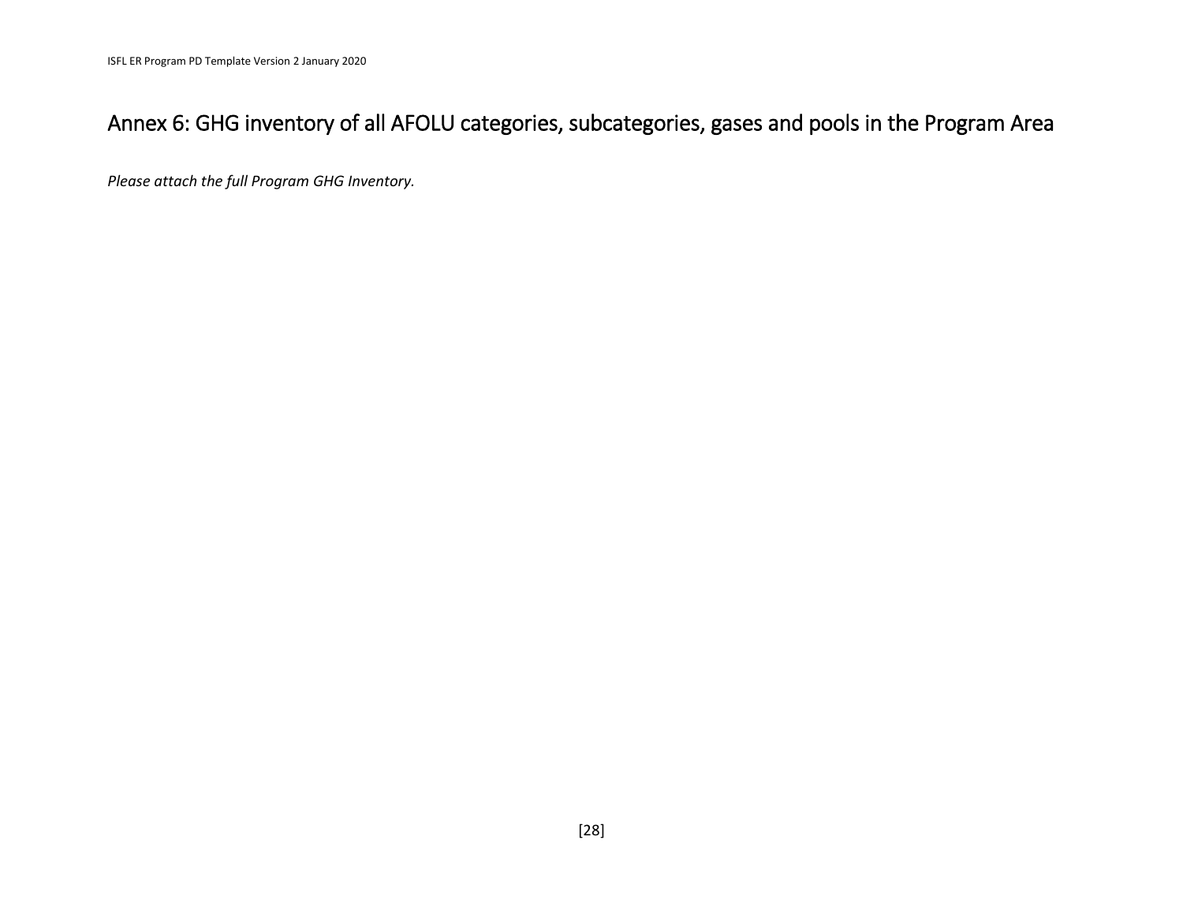# Annex 6: GHG inventory of all AFOLU categories, subcategories, gases and pools in the Program Area

*Please attach the full Program GHG Inventory.*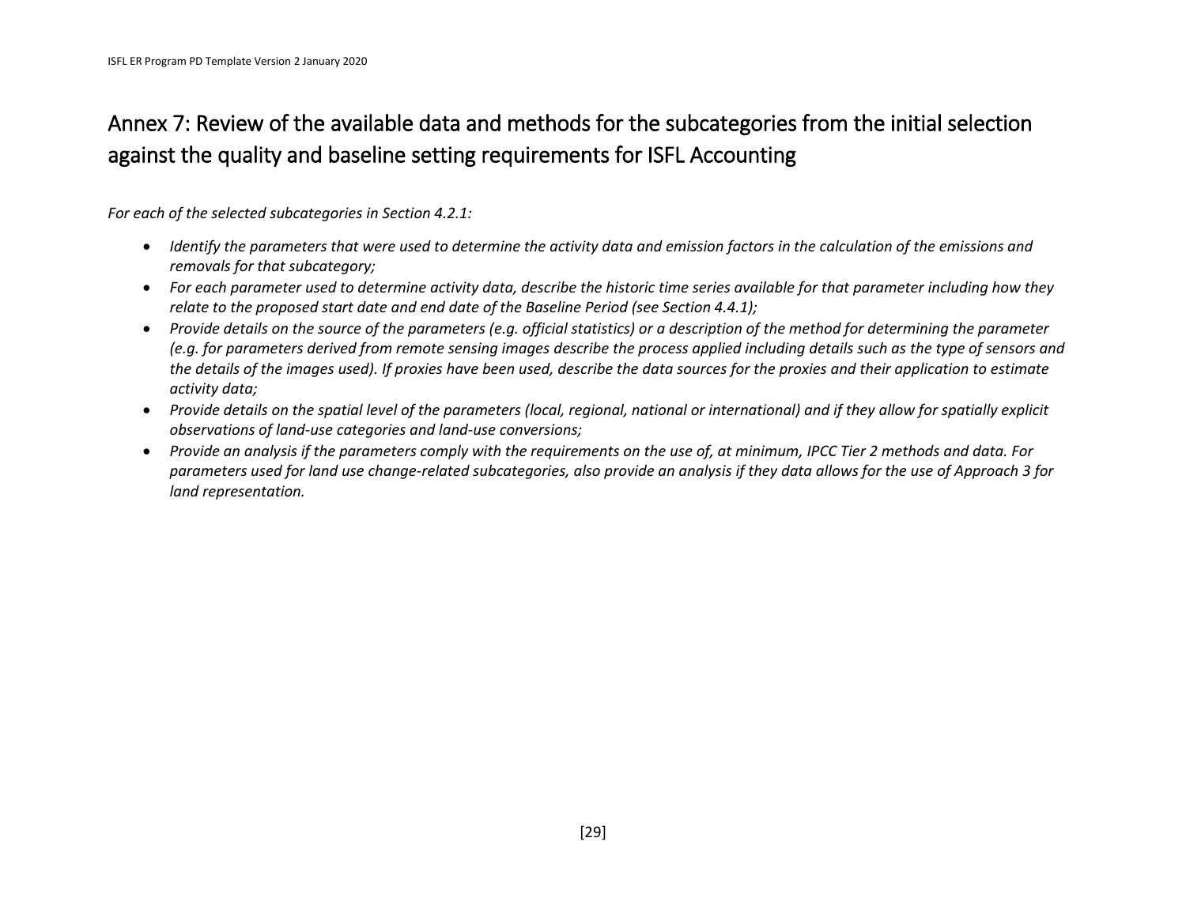# Annex 7: Review of the available data and methods for the subcategories from the initial selection against the quality and baseline setting requirements for ISFL Accounting

*For each of the selected subcategories in Section 4.2.1:*

- *Identify the parameters that were used to determine the activity data and emission factors in the calculation of the emissions and removals for that subcategory;*
- *For each parameter used to determine activity data, describe the historic time series available for that parameter including how they relate to the proposed start date and end date of the Baseline Period (see Section 4.4.1);*
- *Provide details on the source of the parameters (e.g. official statistics) or a description of the method for determining the parameter (e.g. for parameters derived from remote sensing images describe the process applied including details such as the type of sensors and the details of the images used). If proxies have been used, describe the data sources for the proxies and their application to estimate activity data;*
- *Provide details on the spatial level of the parameters (local, regional, national or international) and if they allow for spatially explicit observations of land-use categories and land-use conversions;*
- *Provide an analysis if the parameters comply with the requirements on the use of, at minimum, IPCC Tier 2 methods and data. For parameters used for land use change-related subcategories, also provide an analysis if they data allows for the use of Approach 3 for land representation.*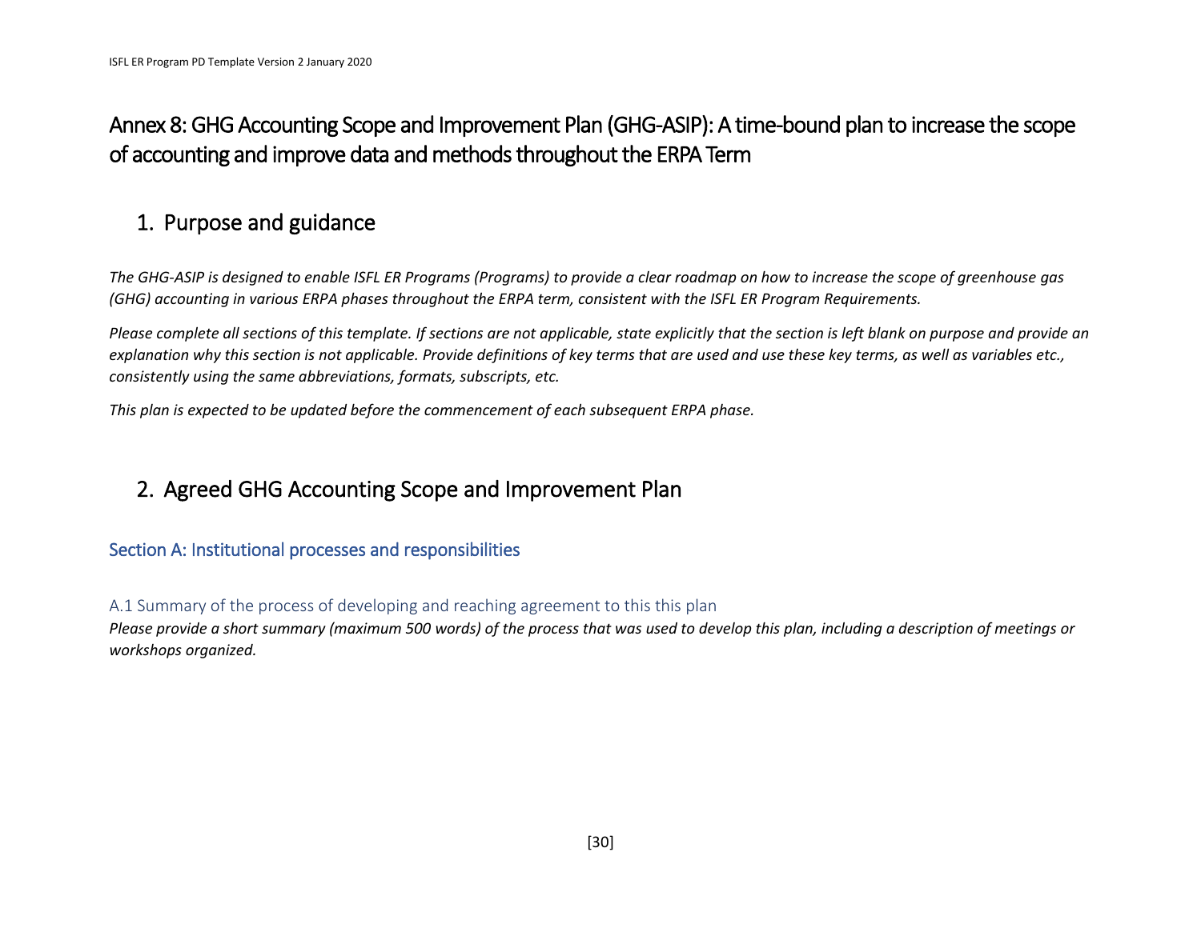# Annex 8: GHG Accounting Scope and Improvement Plan (GHG-ASIP): A time-bound plan to increase the scope of accounting and improve data and methods throughout the ERPA Term

## 1. Purpose and guidance

*The GHG-ASIP is designed to enable ISFL ER Programs (Programs) to provide a clear roadmap on how to increase the scope of greenhouse gas (GHG) accounting in various ERPA phases throughout the ERPA term, consistent with the ISFL ER Program Requirements.*

*Please complete all sections of this template. If sections are not applicable, state explicitly that the section is left blank on purpose and provide an explanation why this section is not applicable. Provide definitions of key terms that are used and use these key terms, as well as variables etc., consistently using the same abbreviations, formats, subscripts, etc.*

*This plan is expected to be updated before the commencement of each subsequent ERPA phase.*

## 2. Agreed GHG Accounting Scope and Improvement Plan

### Section A: Institutional processes and responsibilities

#### A.1 Summary of the process of developing and reaching agreement to this this plan

*Please provide a short summary (maximum 500 words) of the process that was used to develop this plan, including a description of meetings or workshops organized.*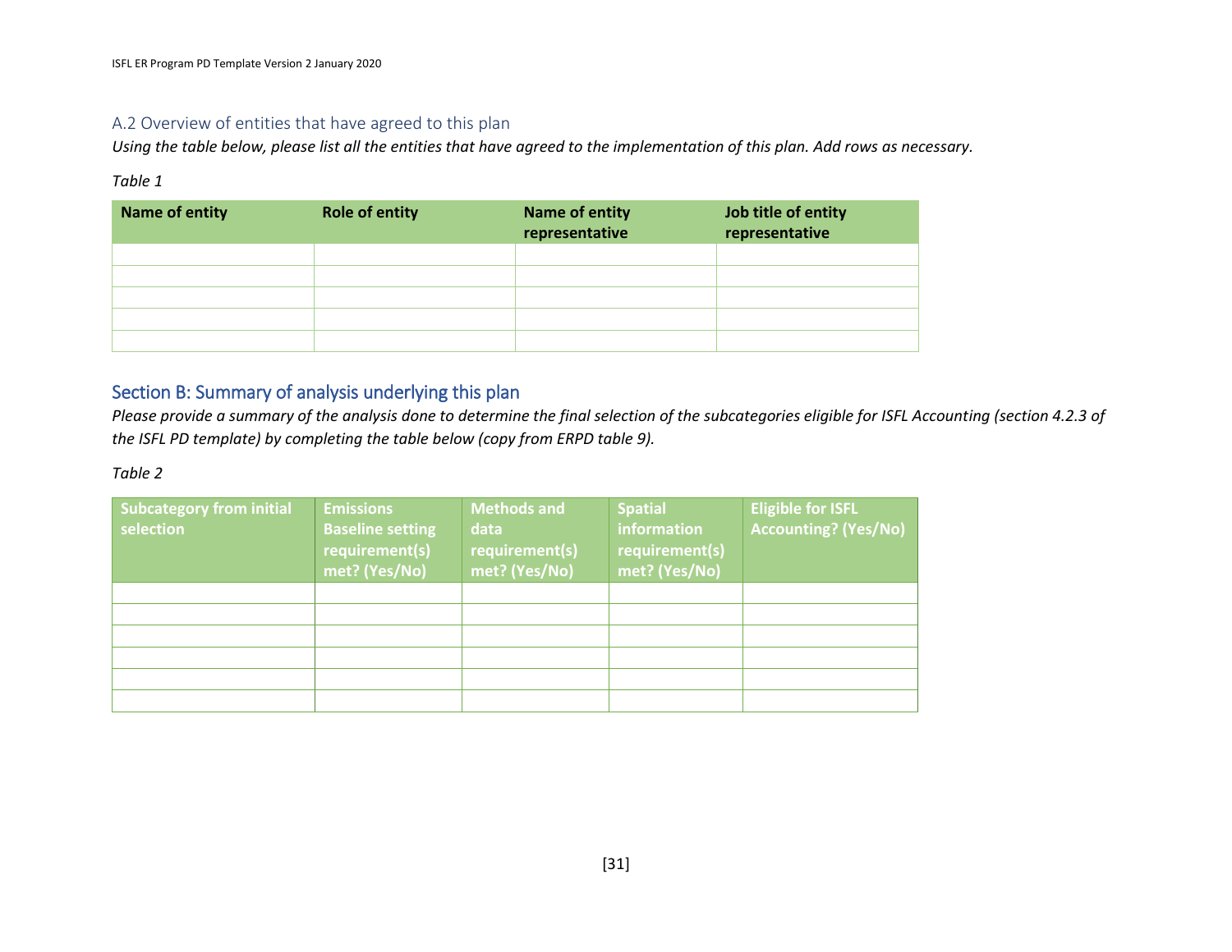### A.2 Overview of entities that have agreed to this plan

*Using the table below, please list all the entities that have agreed to the implementation of this plan. Add rows as necessary.*

*Table 1*

| Name of entity | Role of entity | Name of entity representative | Job title of entity representative |
|---|---|---|---|
| | | | |
| | | | |
| | | | |
| | | | |
| | | | |

## Section B: Summary of analysis underlying this plan

*Please provide a summary of the analysis done to determine the final selection of the subcategories eligible for ISFL Accounting (section 4.2.3 of the ISFL PD template) by completing the table below (copy from ERPD table 9).*

*Table 2*

| Subcategory from initial selection | Emissions Baseline setting requirement(s) met? (Yes/No) | Methods and data requirement(s) met? (Yes/No) | Spatial information requirement(s) met? (Yes/No) | Eligible for ISFL Accounting? (Yes/No) |
|---|---|---|---|---|
| | | | | |
| | | | | |
| | | | | |
| | | | | |
| | | | | |
| | | | | |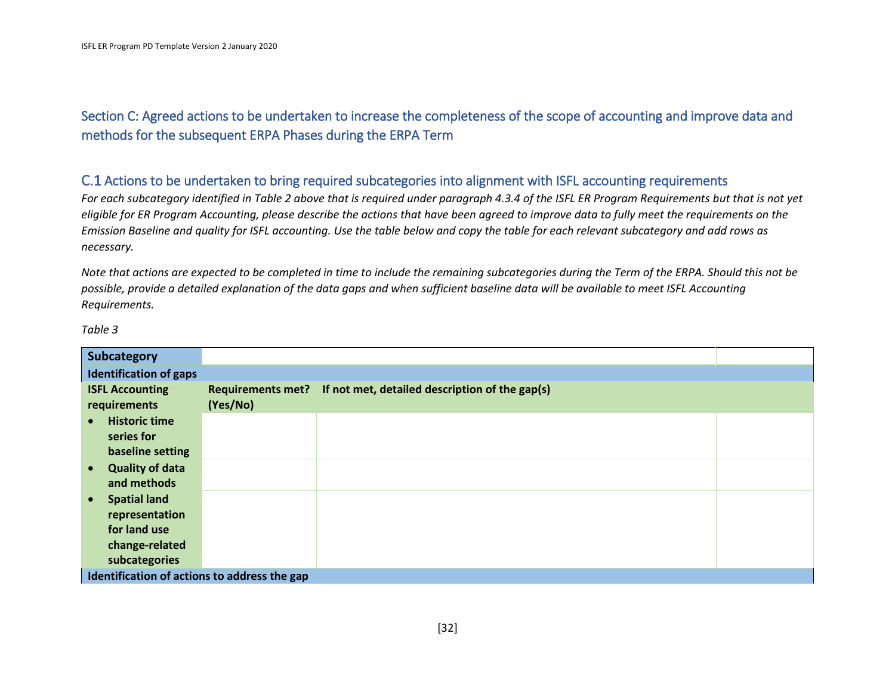## Section C: Agreed actions to be undertaken to increase the completeness of the scope of accounting and improve data and methods for the subsequent ERPA Phases during the ERPA Term

### C.1 Actions to be undertaken to bring required subcategories into alignment with ISFL accounting requirements

*For each subcategory identified in Table 2 above that is required under paragraph 4.3.4 of the ISFL ER Program Requirements but that is not yet eligible for ER Program Accounting, please describe the actions that have been agreed to improve data to fully meet the requirements on the Emission Baseline and quality for ISFL accounting. Use the table below and copy the table for each relevant subcategory and add rows as necessary.*

*Note that actions are expected to be completed in time to include the remaining subcategories during the Term of the ERPA. Should this not be possible, provide a detailed explanation of the data gaps and when sufficient baseline data will be available to meet ISFL Accounting Requirements.*

*Table 3*

| **Subcategory** | | | |
|---|---|---|---|
| **Identification of gaps** | | | |
| **ISFL Accounting requirements** | **Requirements met? (Yes/No)** | **If not met, detailed description of the gap(s)** | |
| • **Historic time series for baseline setting** | | | |
| • **Quality of data and methods** | | | |
| • **Spatial land representation for land use change-related subcategories** | | | |
| **Identification of actions to address the gap** | | | |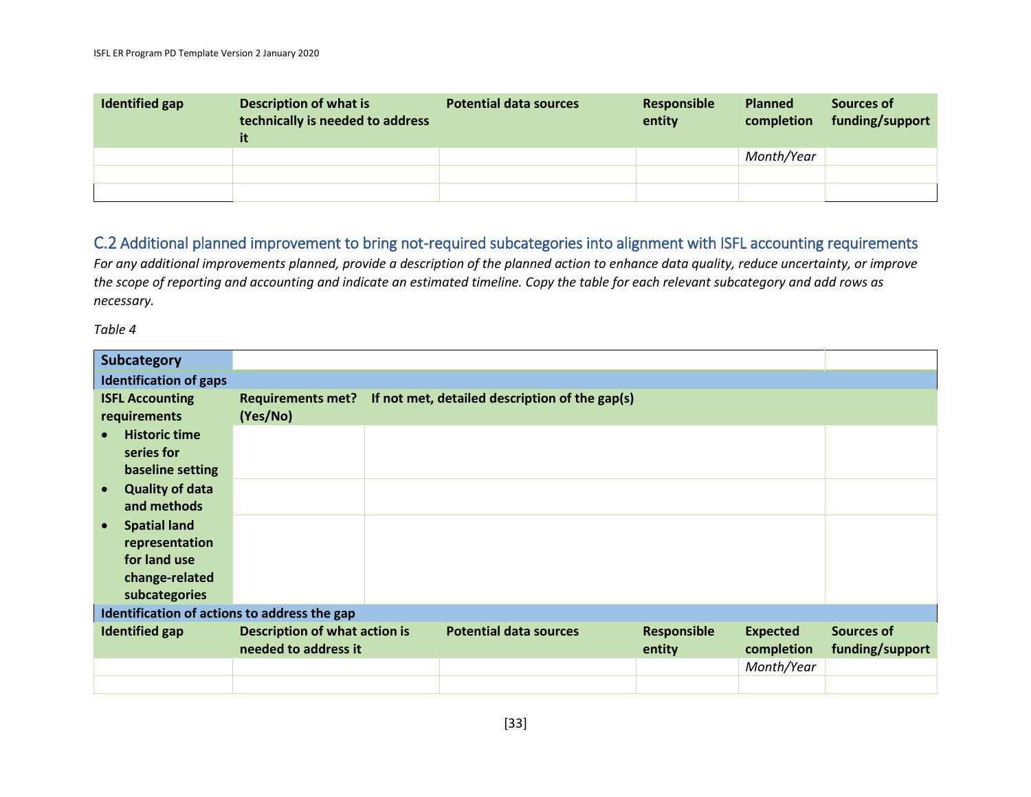| Identified gap | Description of what is technically is needed to address it | Potential data sources | Responsible entity | Planned completion | Sources of funding/support |
|---|---|---|---|---|---|
| | | | | *Month/Year* | |
| | | | | | |
| | | | | | |

## C.2 Additional planned improvement to bring not-required subcategories into alignment with ISFL accounting requirements

*For any additional improvements planned, provide a description of the planned action to enhance data quality, reduce uncertainty, or improve the scope of reporting and accounting and indicate an estimated timeline. Copy the table for each relevant subcategory and add rows as necessary.*

*Table 4*

| **Subcategory** | | | | | |
|---|---|---|---|---|---|
| **Identification of gaps** | | | | | |
| **ISFL Accounting requirements** | **Requirements met? (Yes/No)** | **If not met, detailed description of the gap(s)** | | | |
| • **Historic time series for baseline setting** | | | | | |
| • **Quality of data and methods** | | | | | |
| • **Spatial land representation for land use change-related subcategories** | | | | | |
| **Identification of actions to address the gap** | | | | | |
| **Identified gap** | **Description of what action is needed to address it** | **Potential data sources** | **Responsible entity** | **Expected completion** | **Sources of funding/support** |
| | | | | *Month/Year* | |
| | | | | | |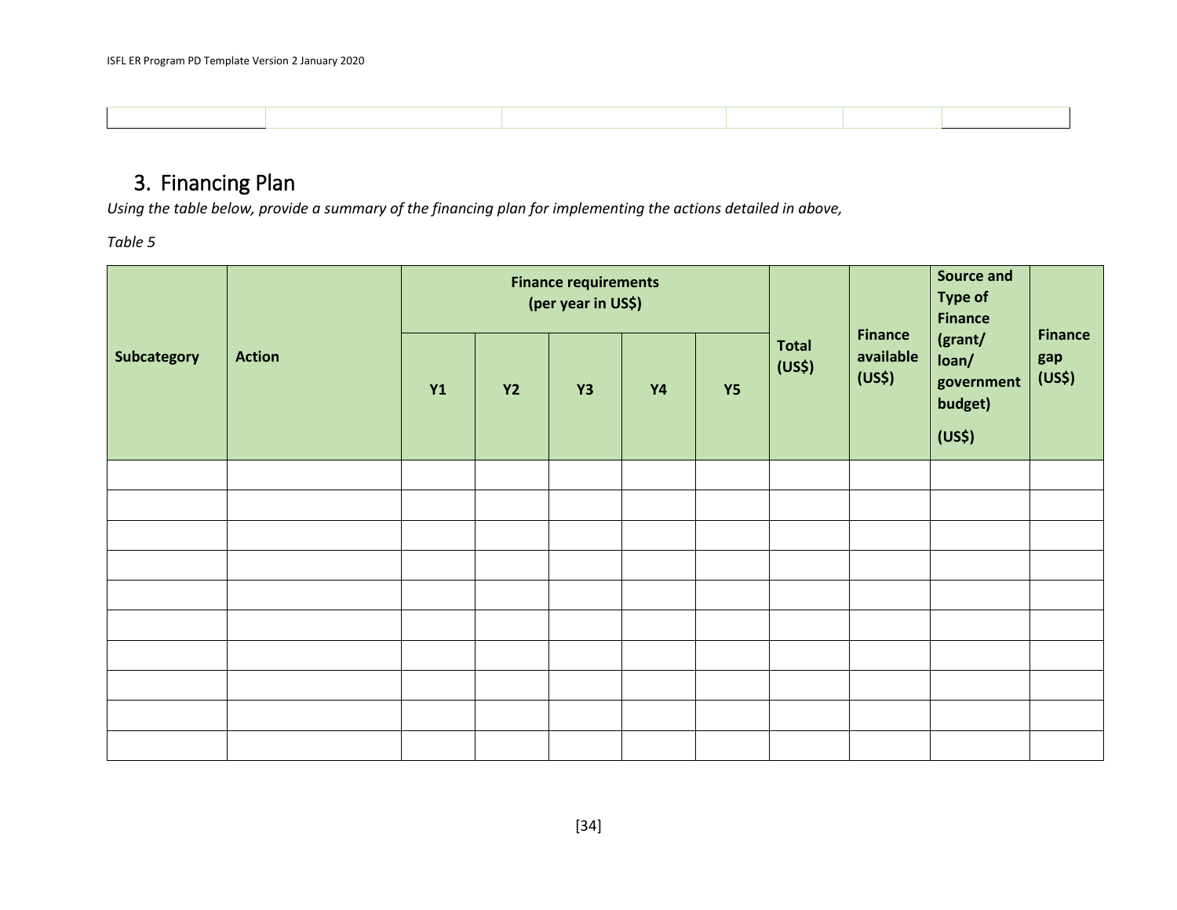|  |  |  |  |  |  |
|---|---|---|---|---|---|
|  |  |  |  |  |  |

## 3. Financing Plan

*Using the table below, provide a summary of the financing plan for implementing the actions detailed in above,*

*Table 5*

| **Subcategory** | **Action** | **Finance requirements (per year in US$)** | | | | | **Total (US$)** | **Finance available (US$)** | **Source and Type of Finance (grant/ loan/ government budget) (US$)** | **Finance gap (US$)** |
|---|---|---|---|---|---|---|---|---|---|---|
| | | **Y1** | **Y2** | **Y3** | **Y4** | **Y5** | | | | |
| | | | | | | | | | | |
| | | | | | | | | | | |
| | | | | | | | | | | |
| | | | | | | | | | | |
| | | | | | | | | | | |
| | | | | | | | | | | |
| | | | | | | | | | | |
| | | | | | | | | | | |
| | | | | | | | | | | |
| | | | | | | | | | | |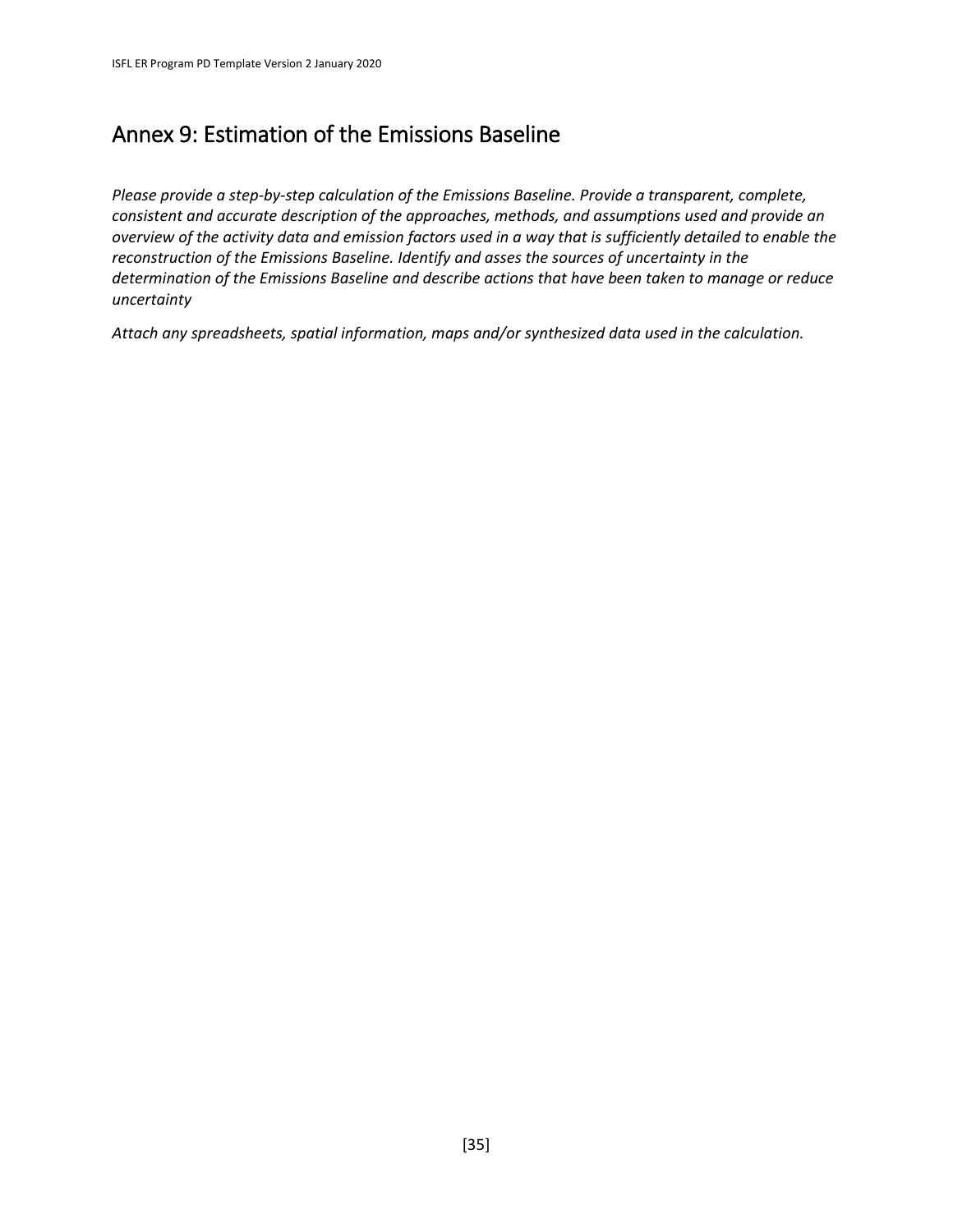# Annex 9: Estimation of the Emissions Baseline

*Please provide a step-by-step calculation of the Emissions Baseline. Provide a transparent, complete, consistent and accurate description of the approaches, methods, and assumptions used and provide an overview of the activity data and emission factors used in a way that is sufficiently detailed to enable the reconstruction of the Emissions Baseline. Identify and asses the sources of uncertainty in the determination of the Emissions Baseline and describe actions that have been taken to manage or reduce uncertainty*

*Attach any spreadsheets, spatial information, maps and/or synthesized data used in the calculation.*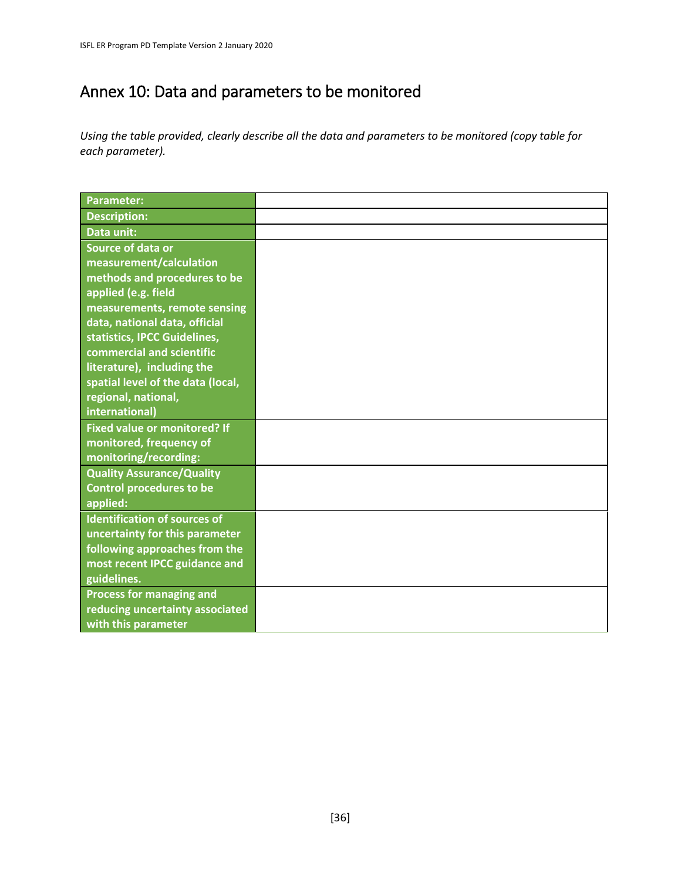# Annex 10: Data and parameters to be monitored

*Using the table provided, clearly describe all the data and parameters to be monitored (copy table for each parameter).*

| | |
|---|---|
| **Parameter:** | |
| **Description:** | |
| **Data unit:** | |
| **Source of data or measurement/calculation methods and procedures to be applied (e.g. field measurements, remote sensing data, national data, official statistics, IPCC Guidelines, commercial and scientific literature), including the spatial level of the data (local, regional, national, international)** | |
| **Fixed value or monitored? If monitored, frequency of monitoring/recording:** | |
| **Quality Assurance/Quality Control procedures to be applied:** | |
| **Identification of sources of uncertainty for this parameter following approaches from the most recent IPCC guidance and guidelines.** | |
| **Process for managing and reducing uncertainty associated with this parameter** | |